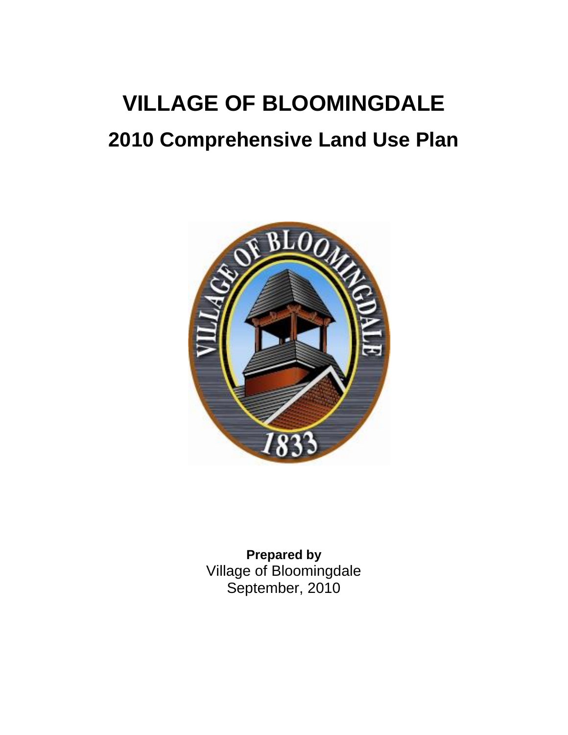# VILLAGE OF BLOOMINGDALE

## 2010 Comprehensive Land Use Plan

**Prepared by**
Village of Bloomingdale
September, 2010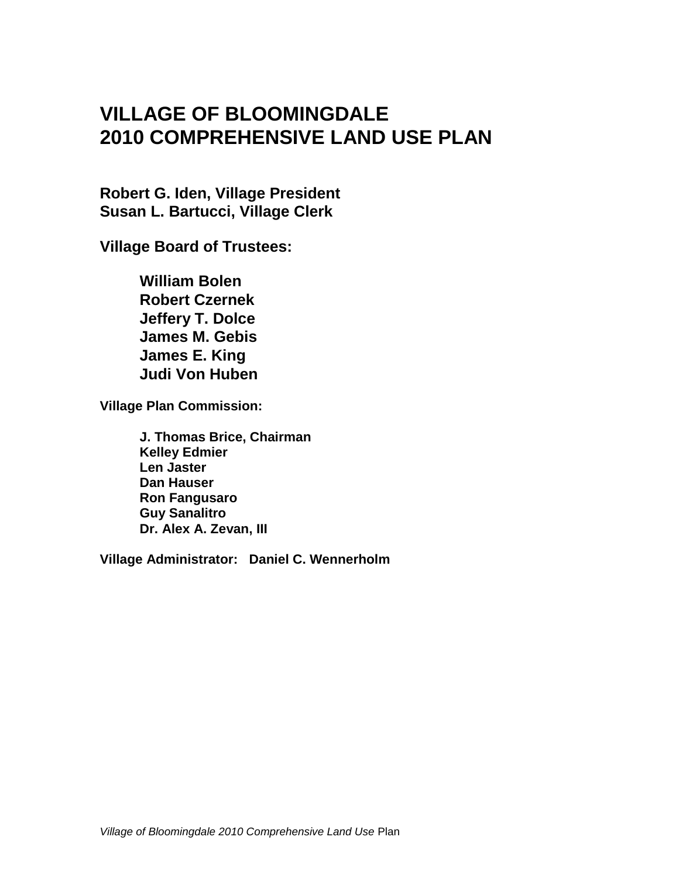# VILLAGE OF BLOOMINGDALE
# 2010 COMPREHENSIVE LAND USE PLAN

**Robert G. Iden, Village President**
**Susan L. Bartucci, Village Clerk**

**Village Board of Trustees:**

- **William Bolen**
- **Robert Czernek**
- **Jeffery T. Dolce**
- **James M. Gebis**
- **James E. King**
- **Judi Von Huben**

**Village Plan Commission:**

- **J. Thomas Brice, Chairman**
- **Kelley Edmier**
- **Len Jaster**
- **Dan Hauser**
- **Ron Fangusaro**
- **Guy Sanalitro**
- **Dr. Alex A. Zevan, III**

**Village Administrator: Daniel C. Wennerholm**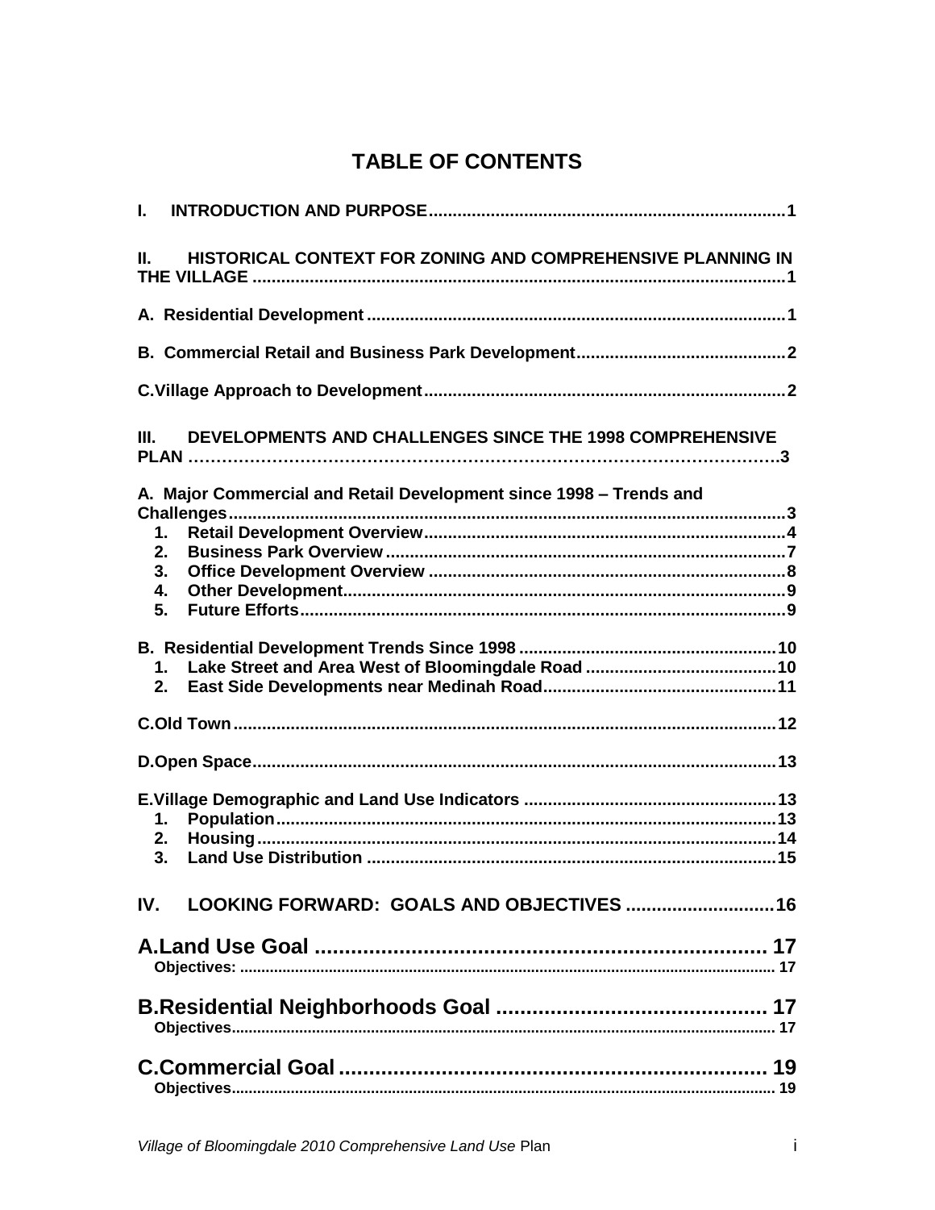# TABLE OF CONTENTS

I. INTRODUCTION AND PURPOSE .......... 1

II. HISTORICAL CONTEXT FOR ZONING AND COMPREHENSIVE PLANNING IN THE VILLAGE .......... 1

A. Residential Development .......... 1

B. Commercial Retail and Business Park Development .......... 2

C. Village Approach to Development .......... 2

III. DEVELOPMENTS AND CHALLENGES SINCE THE 1998 COMPREHENSIVE PLAN .......... 3

A. Major Commercial and Retail Development since 1998 – Trends and Challenges .......... 3

1. Retail Development Overview .......... 4
2. Business Park Overview .......... 7
3. Office Development Overview .......... 8
4. Other Development .......... 9
5. Future Efforts .......... 9

B. Residential Development Trends Since 1998 .......... 10

1. Lake Street and Area West of Bloomingdale Road .......... 10
2. East Side Developments near Medinah Road .......... 11

C. Old Town .......... 12

D. Open Space .......... 13

E. Village Demographic and Land Use Indicators .......... 13

1. Population .......... 13
2. Housing .......... 14
3. Land Use Distribution .......... 15

IV. LOOKING FORWARD: GOALS AND OBJECTIVES .......... 16

A. Land Use Goal .......... 17

Objectives: .......... 17

B. Residential Neighborhoods Goal .......... 17

Objectives .......... 17

C. Commercial Goal .......... 19

Objectives .......... 19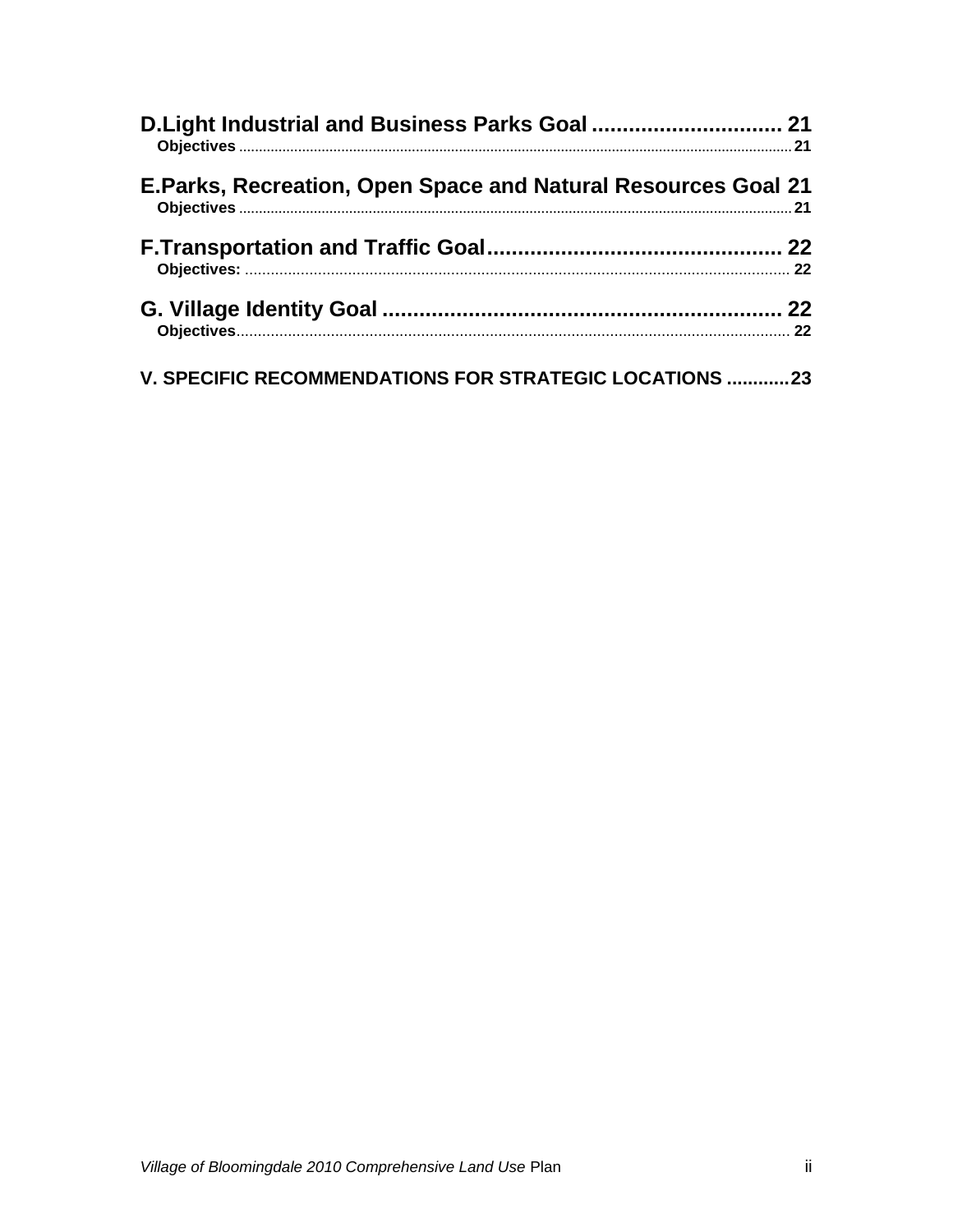D.Light Industrial and Business Parks Goal ............................... 21

Objectives ........................................................................................................................................... 21

E.Parks, Recreation, Open Space and Natural Resources Goal 21

Objectives ........................................................................................................................................... 21

F.Transportation and Traffic Goal................................................ 22

Objectives: ............................................................................................................................... 22

G. Village Identity Goal ................................................................. 22

Objectives................................................................................................................................. 22

V. SPECIFIC RECOMMENDATIONS FOR STRATEGIC LOCATIONS ............23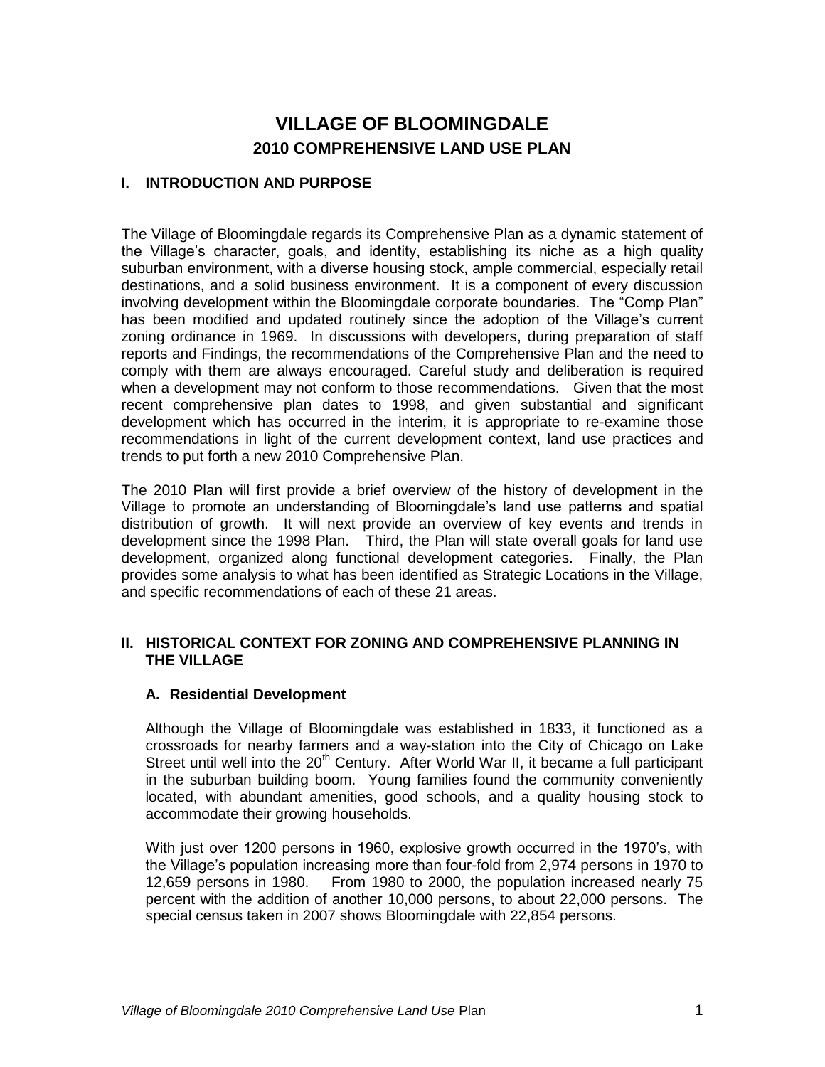# VILLAGE OF BLOOMINGDALE

## 2010 COMPREHENSIVE LAND USE PLAN

## I. INTRODUCTION AND PURPOSE

The Village of Bloomingdale regards its Comprehensive Plan as a dynamic statement of the Village's character, goals, and identity, establishing its niche as a high quality suburban environment, with a diverse housing stock, ample commercial, especially retail destinations, and a solid business environment. It is a component of every discussion involving development within the Bloomingdale corporate boundaries. The "Comp Plan" has been modified and updated routinely since the adoption of the Village's current zoning ordinance in 1969. In discussions with developers, during preparation of staff reports and Findings, the recommendations of the Comprehensive Plan and the need to comply with them are always encouraged. Careful study and deliberation is required when a development may not conform to those recommendations. Given that the most recent comprehensive plan dates to 1998, and given substantial and significant development which has occurred in the interim, it is appropriate to re-examine those recommendations in light of the current development context, land use practices and trends to put forth a new 2010 Comprehensive Plan.

The 2010 Plan will first provide a brief overview of the history of development in the Village to promote an understanding of Bloomingdale's land use patterns and spatial distribution of growth. It will next provide an overview of key events and trends in development since the 1998 Plan. Third, the Plan will state overall goals for land use development, organized along functional development categories. Finally, the Plan provides some analysis to what has been identified as Strategic Locations in the Village, and specific recommendations of each of these 21 areas.

## II. HISTORICAL CONTEXT FOR ZONING AND COMPREHENSIVE PLANNING IN THE VILLAGE

### A. Residential Development

Although the Village of Bloomingdale was established in 1833, it functioned as a crossroads for nearby farmers and a way-station into the City of Chicago on Lake Street until well into the 20th Century. After World War II, it became a full participant in the suburban building boom. Young families found the community conveniently located, with abundant amenities, good schools, and a quality housing stock to accommodate their growing households.

With just over 1200 persons in 1960, explosive growth occurred in the 1970's, with the Village's population increasing more than four-fold from 2,974 persons in 1970 to 12,659 persons in 1980. From 1980 to 2000, the population increased nearly 75 percent with the addition of another 10,000 persons, to about 22,000 persons. The special census taken in 2007 shows Bloomingdale with 22,854 persons.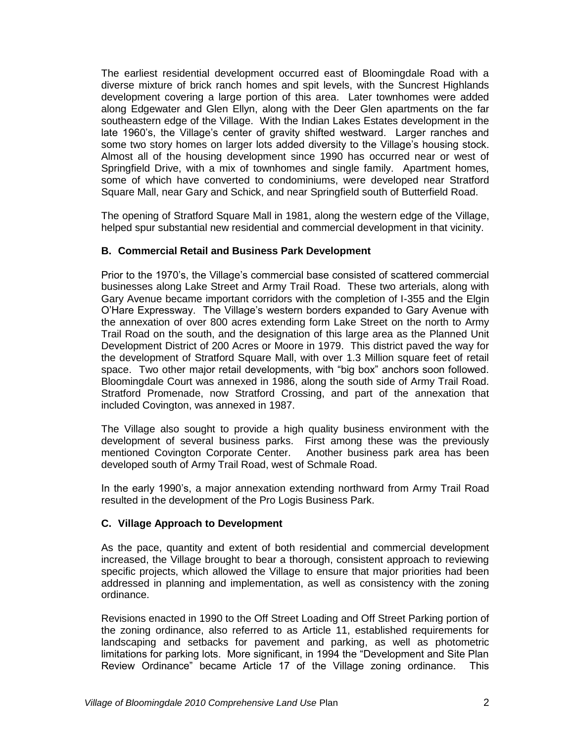The earliest residential development occurred east of Bloomingdale Road with a diverse mixture of brick ranch homes and spit levels, with the Suncrest Highlands development covering a large portion of this area. Later townhomes were added along Edgewater and Glen Ellyn, along with the Deer Glen apartments on the far southeastern edge of the Village. With the Indian Lakes Estates development in the late 1960's, the Village's center of gravity shifted westward. Larger ranches and some two story homes on larger lots added diversity to the Village's housing stock. Almost all of the housing development since 1990 has occurred near or west of Springfield Drive, with a mix of townhomes and single family. Apartment homes, some of which have converted to condominiums, were developed near Stratford Square Mall, near Gary and Schick, and near Springfield south of Butterfield Road.

The opening of Stratford Square Mall in 1981, along the western edge of the Village, helped spur substantial new residential and commercial development in that vicinity.

### B. Commercial Retail and Business Park Development

Prior to the 1970's, the Village's commercial base consisted of scattered commercial businesses along Lake Street and Army Trail Road. These two arterials, along with Gary Avenue became important corridors with the completion of I-355 and the Elgin O'Hare Expressway. The Village's western borders expanded to Gary Avenue with the annexation of over 800 acres extending form Lake Street on the north to Army Trail Road on the south, and the designation of this large area as the Planned Unit Development District of 200 Acres or Moore in 1979. This district paved the way for the development of Stratford Square Mall, with over 1.3 Million square feet of retail space. Two other major retail developments, with "big box" anchors soon followed. Bloomingdale Court was annexed in 1986, along the south side of Army Trail Road. Stratford Promenade, now Stratford Crossing, and part of the annexation that included Covington, was annexed in 1987.

The Village also sought to provide a high quality business environment with the development of several business parks. First among these was the previously mentioned Covington Corporate Center. Another business park area has been developed south of Army Trail Road, west of Schmale Road.

In the early 1990's, a major annexation extending northward from Army Trail Road resulted in the development of the Pro Logis Business Park.

### C. Village Approach to Development

As the pace, quantity and extent of both residential and commercial development increased, the Village brought to bear a thorough, consistent approach to reviewing specific projects, which allowed the Village to ensure that major priorities had been addressed in planning and implementation, as well as consistency with the zoning ordinance.

Revisions enacted in 1990 to the Off Street Loading and Off Street Parking portion of the zoning ordinance, also referred to as Article 11, established requirements for landscaping and setbacks for pavement and parking, as well as photometric limitations for parking lots. More significant, in 1994 the "Development and Site Plan Review Ordinance" became Article 17 of the Village zoning ordinance. This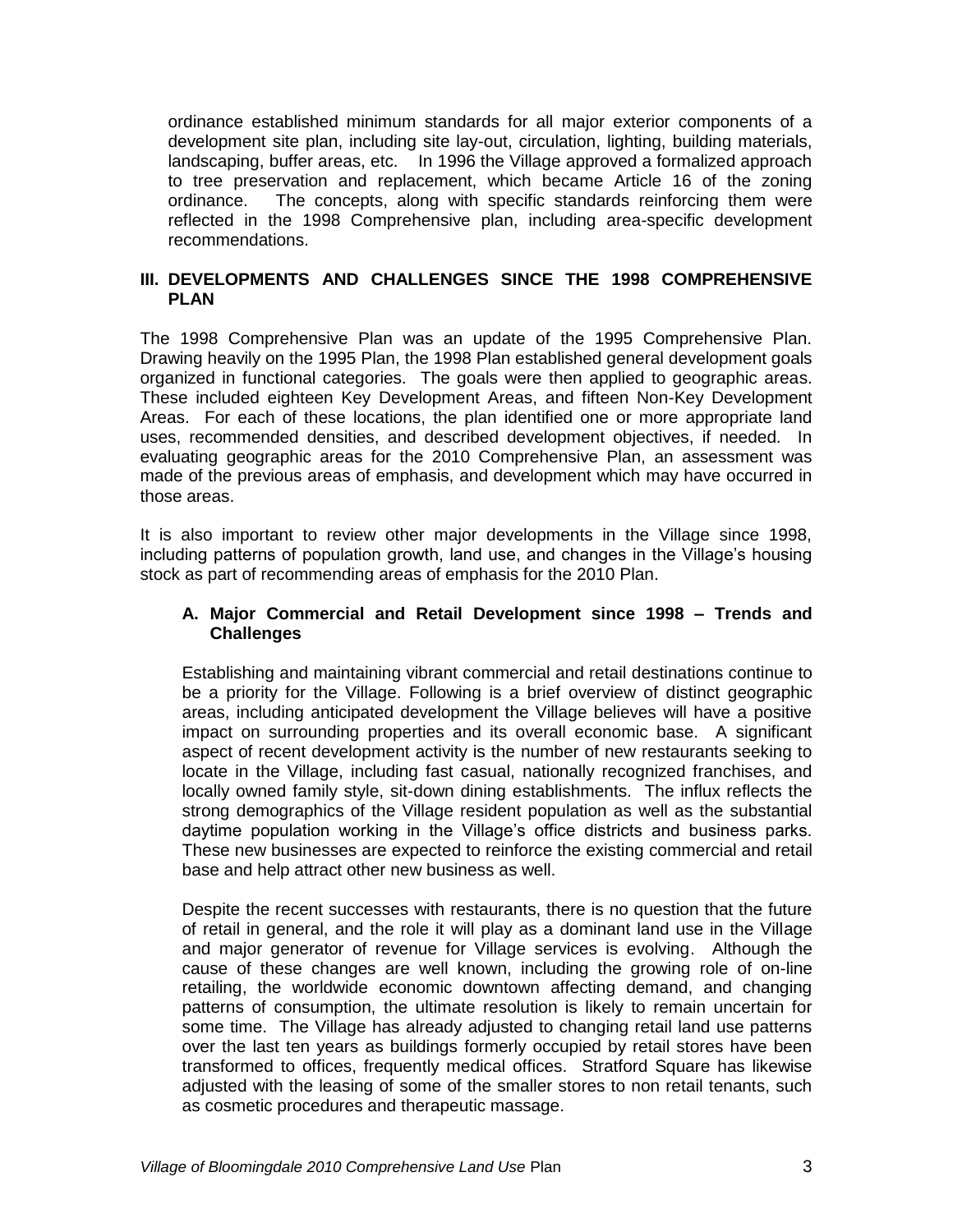ordinance established minimum standards for all major exterior components of a development site plan, including site lay-out, circulation, lighting, building materials, landscaping, buffer areas, etc. In 1996 the Village approved a formalized approach to tree preservation and replacement, which became Article 16 of the zoning ordinance. The concepts, along with specific standards reinforcing them were reflected in the 1998 Comprehensive plan, including area-specific development recommendations.

## III. DEVELOPMENTS AND CHALLENGES SINCE THE 1998 COMPREHENSIVE PLAN

The 1998 Comprehensive Plan was an update of the 1995 Comprehensive Plan. Drawing heavily on the 1995 Plan, the 1998 Plan established general development goals organized in functional categories. The goals were then applied to geographic areas. These included eighteen Key Development Areas, and fifteen Non-Key Development Areas. For each of these locations, the plan identified one or more appropriate land uses, recommended densities, and described development objectives, if needed. In evaluating geographic areas for the 2010 Comprehensive Plan, an assessment was made of the previous areas of emphasis, and development which may have occurred in those areas.

It is also important to review other major developments in the Village since 1998, including patterns of population growth, land use, and changes in the Village's housing stock as part of recommending areas of emphasis for the 2010 Plan.

### A. Major Commercial and Retail Development since 1998 – Trends and Challenges

Establishing and maintaining vibrant commercial and retail destinations continue to be a priority for the Village. Following is a brief overview of distinct geographic areas, including anticipated development the Village believes will have a positive impact on surrounding properties and its overall economic base. A significant aspect of recent development activity is the number of new restaurants seeking to locate in the Village, including fast casual, nationally recognized franchises, and locally owned family style, sit-down dining establishments. The influx reflects the strong demographics of the Village resident population as well as the substantial daytime population working in the Village's office districts and business parks. These new businesses are expected to reinforce the existing commercial and retail base and help attract other new business as well.

Despite the recent successes with restaurants, there is no question that the future of retail in general, and the role it will play as a dominant land use in the Village and major generator of revenue for Village services is evolving. Although the cause of these changes are well known, including the growing role of on-line retailing, the worldwide economic downtown affecting demand, and changing patterns of consumption, the ultimate resolution is likely to remain uncertain for some time. The Village has already adjusted to changing retail land use patterns over the last ten years as buildings formerly occupied by retail stores have been transformed to offices, frequently medical offices. Stratford Square has likewise adjusted with the leasing of some of the smaller stores to non retail tenants, such as cosmetic procedures and therapeutic massage.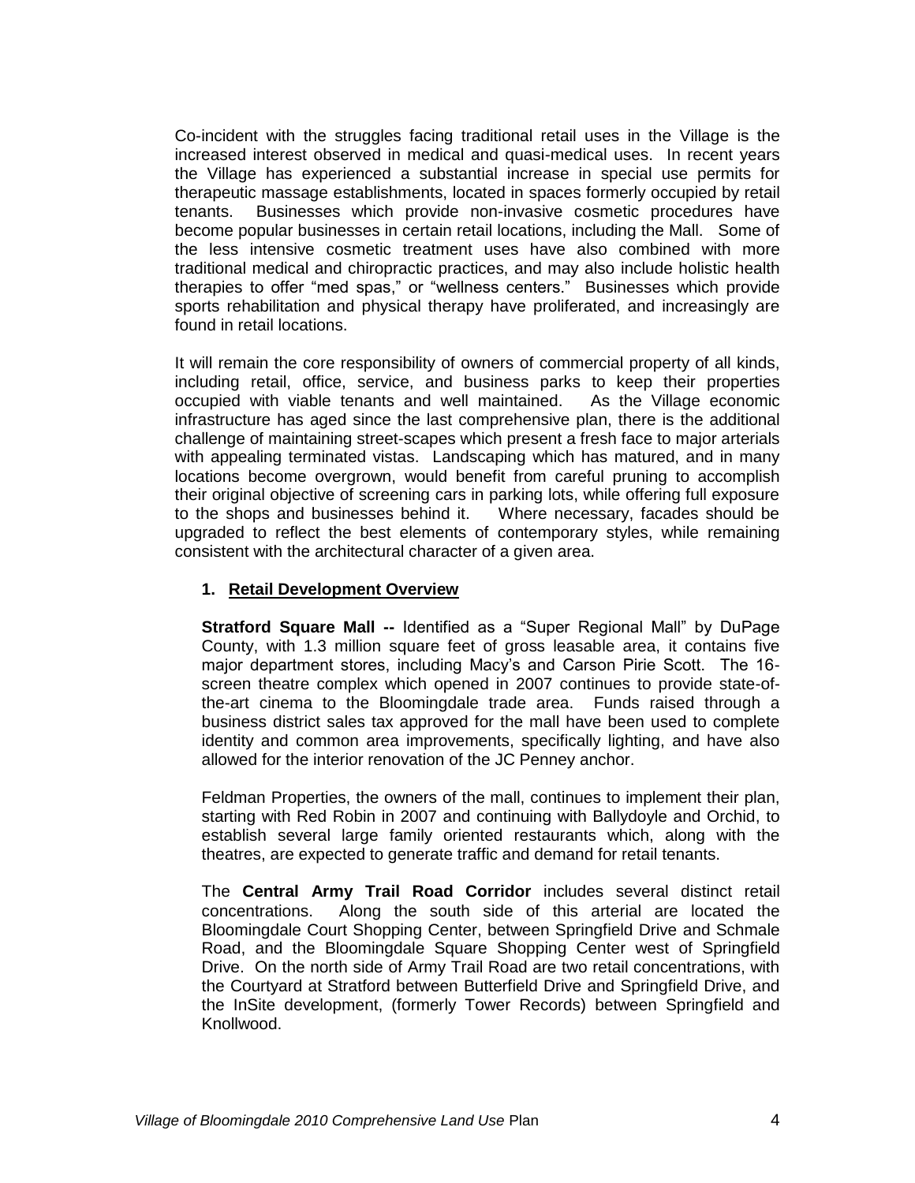Co-incident with the struggles facing traditional retail uses in the Village is the increased interest observed in medical and quasi-medical uses. In recent years the Village has experienced a substantial increase in special use permits for therapeutic massage establishments, located in spaces formerly occupied by retail tenants. Businesses which provide non-invasive cosmetic procedures have become popular businesses in certain retail locations, including the Mall. Some of the less intensive cosmetic treatment uses have also combined with more traditional medical and chiropractic practices, and may also include holistic health therapies to offer "med spas," or "wellness centers." Businesses which provide sports rehabilitation and physical therapy have proliferated, and increasingly are found in retail locations.

It will remain the core responsibility of owners of commercial property of all kinds, including retail, office, service, and business parks to keep their properties occupied with viable tenants and well maintained. As the Village economic infrastructure has aged since the last comprehensive plan, there is the additional challenge of maintaining street-scapes which present a fresh face to major arterials with appealing terminated vistas. Landscaping which has matured, and in many locations become overgrown, would benefit from careful pruning to accomplish their original objective of screening cars in parking lots, while offering full exposure to the shops and businesses behind it. Where necessary, facades should be upgraded to reflect the best elements of contemporary styles, while remaining consistent with the architectural character of a given area.

**1. Retail Development Overview**

**Stratford Square Mall --** Identified as a "Super Regional Mall" by DuPage County, with 1.3 million square feet of gross leasable area, it contains five major department stores, including Macy's and Carson Pirie Scott. The 16-screen theatre complex which opened in 2007 continues to provide state-of-the-art cinema to the Bloomingdale trade area. Funds raised through a business district sales tax approved for the mall have been used to complete identity and common area improvements, specifically lighting, and have also allowed for the interior renovation of the JC Penney anchor.

Feldman Properties, the owners of the mall, continues to implement their plan, starting with Red Robin in 2007 and continuing with Ballydoyle and Orchid, to establish several large family oriented restaurants which, along with the theatres, are expected to generate traffic and demand for retail tenants.

The **Central Army Trail Road Corridor** includes several distinct retail concentrations. Along the south side of this arterial are located the Bloomingdale Court Shopping Center, between Springfield Drive and Schmale Road, and the Bloomingdale Square Shopping Center west of Springfield Drive. On the north side of Army Trail Road are two retail concentrations, with the Courtyard at Stratford between Butterfield Drive and Springfield Drive, and the InSite development, (formerly Tower Records) between Springfield and Knollwood.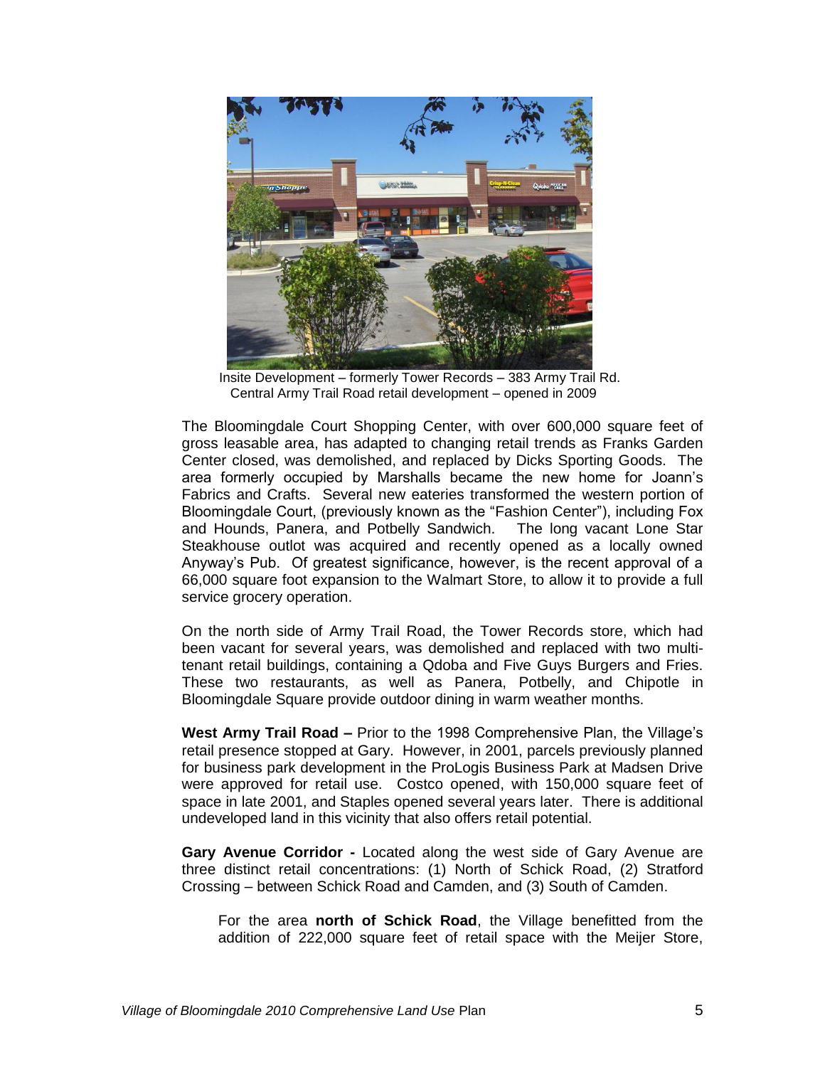Insite Development – formerly Tower Records – 383 Army Trail Rd.
Central Army Trail Road retail development – opened in 2009

The Bloomingdale Court Shopping Center, with over 600,000 square feet of gross leasable area, has adapted to changing retail trends as Franks Garden Center closed, was demolished, and replaced by Dicks Sporting Goods. The area formerly occupied by Marshalls became the new home for Joann's Fabrics and Crafts. Several new eateries transformed the western portion of Bloomingdale Court, (previously known as the "Fashion Center"), including Fox and Hounds, Panera, and Potbelly Sandwich. The long vacant Lone Star Steakhouse outlot was acquired and recently opened as a locally owned Anyway's Pub. Of greatest significance, however, is the recent approval of a 66,000 square foot expansion to the Walmart Store, to allow it to provide a full service grocery operation.

On the north side of Army Trail Road, the Tower Records store, which had been vacant for several years, was demolished and replaced with two multi-tenant retail buildings, containing a Qdoba and Five Guys Burgers and Fries. These two restaurants, as well as Panera, Potbelly, and Chipotle in Bloomingdale Square provide outdoor dining in warm weather months.

**West Army Trail Road –** Prior to the 1998 Comprehensive Plan, the Village's retail presence stopped at Gary. However, in 2001, parcels previously planned for business park development in the ProLogis Business Park at Madsen Drive were approved for retail use. Costco opened, with 150,000 square feet of space in late 2001, and Staples opened several years later. There is additional undeveloped land in this vicinity that also offers retail potential.

**Gary Avenue Corridor -** Located along the west side of Gary Avenue are three distinct retail concentrations: (1) North of Schick Road, (2) Stratford Crossing – between Schick Road and Camden, and (3) South of Camden.

For the area **north of Schick Road**, the Village benefitted from the addition of 222,000 square feet of retail space with the Meijer Store,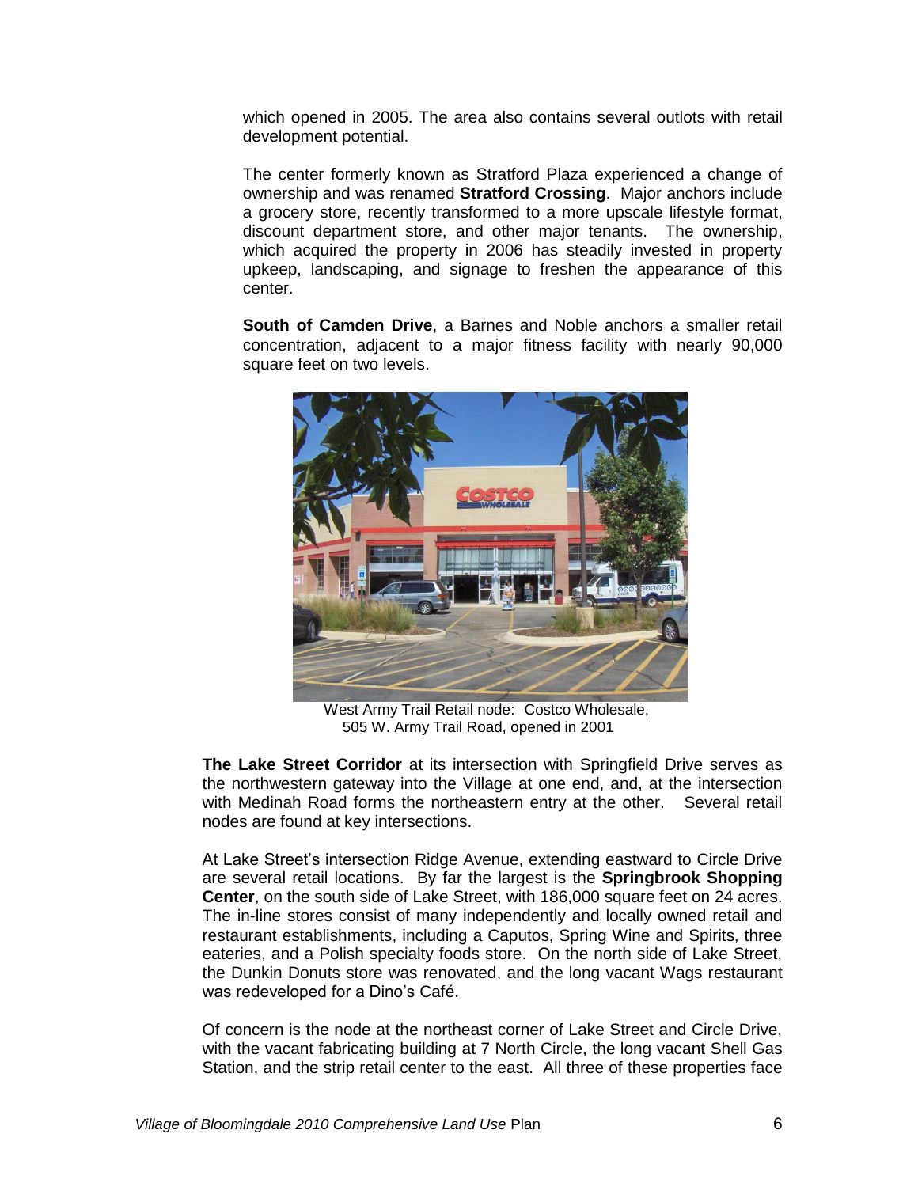which opened in 2005. The area also contains several outlots with retail development potential.

The center formerly known as Stratford Plaza experienced a change of ownership and was renamed **Stratford Crossing**. Major anchors include a grocery store, recently transformed to a more upscale lifestyle format, discount department store, and other major tenants. The ownership, which acquired the property in 2006 has steadily invested in property upkeep, landscaping, and signage to freshen the appearance of this center.

**South of Camden Drive**, a Barnes and Noble anchors a smaller retail concentration, adjacent to a major fitness facility with nearly 90,000 square feet on two levels.

West Army Trail Retail node: Costco Wholesale, 505 W. Army Trail Road, opened in 2001

**The Lake Street Corridor** at its intersection with Springfield Drive serves as the northwestern gateway into the Village at one end, and, at the intersection with Medinah Road forms the northeastern entry at the other. Several retail nodes are found at key intersections.

At Lake Street's intersection Ridge Avenue, extending eastward to Circle Drive are several retail locations. By far the largest is the **Springbrook Shopping Center**, on the south side of Lake Street, with 186,000 square feet on 24 acres. The in-line stores consist of many independently and locally owned retail and restaurant establishments, including a Caputos, Spring Wine and Spirits, three eateries, and a Polish specialty foods store. On the north side of Lake Street, the Dunkin Donuts store was renovated, and the long vacant Wags restaurant was redeveloped for a Dino's Café.

Of concern is the node at the northeast corner of Lake Street and Circle Drive, with the vacant fabricating building at 7 North Circle, the long vacant Shell Gas Station, and the strip retail center to the east. All three of these properties face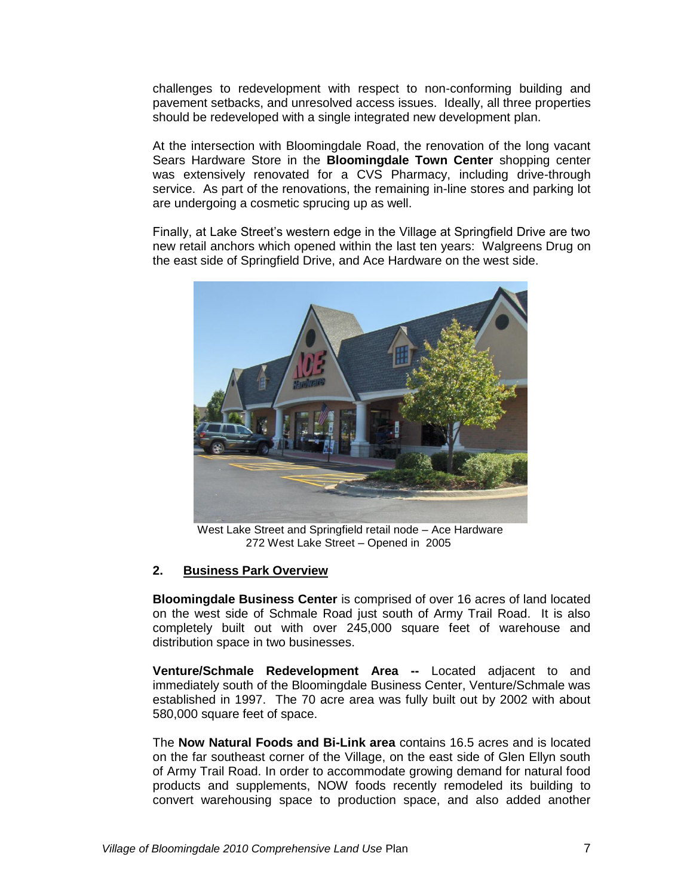challenges to redevelopment with respect to non-conforming building and pavement setbacks, and unresolved access issues. Ideally, all three properties should be redeveloped with a single integrated new development plan.

At the intersection with Bloomingdale Road, the renovation of the long vacant Sears Hardware Store in the **Bloomingdale Town Center** shopping center was extensively renovated for a CVS Pharmacy, including drive-through service. As part of the renovations, the remaining in-line stores and parking lot are undergoing a cosmetic sprucing up as well.

Finally, at Lake Street's western edge in the Village at Springfield Drive are two new retail anchors which opened within the last ten years: Walgreens Drug on the east side of Springfield Drive, and Ace Hardware on the west side.

West Lake Street and Springfield retail node – Ace Hardware
272 West Lake Street – Opened in 2005

## 2. Business Park Overview

**Bloomingdale Business Center** is comprised of over 16 acres of land located on the west side of Schmale Road just south of Army Trail Road. It is also completely built out with over 245,000 square feet of warehouse and distribution space in two businesses.

**Venture/Schmale Redevelopment Area --** Located adjacent to and immediately south of the Bloomingdale Business Center, Venture/Schmale was established in 1997. The 70 acre area was fully built out by 2002 with about 580,000 square feet of space.

The **Now Natural Foods and Bi-Link area** contains 16.5 acres and is located on the far southeast corner of the Village, on the east side of Glen Ellyn south of Army Trail Road. In order to accommodate growing demand for natural food products and supplements, NOW foods recently remodeled its building to convert warehousing space to production space, and also added another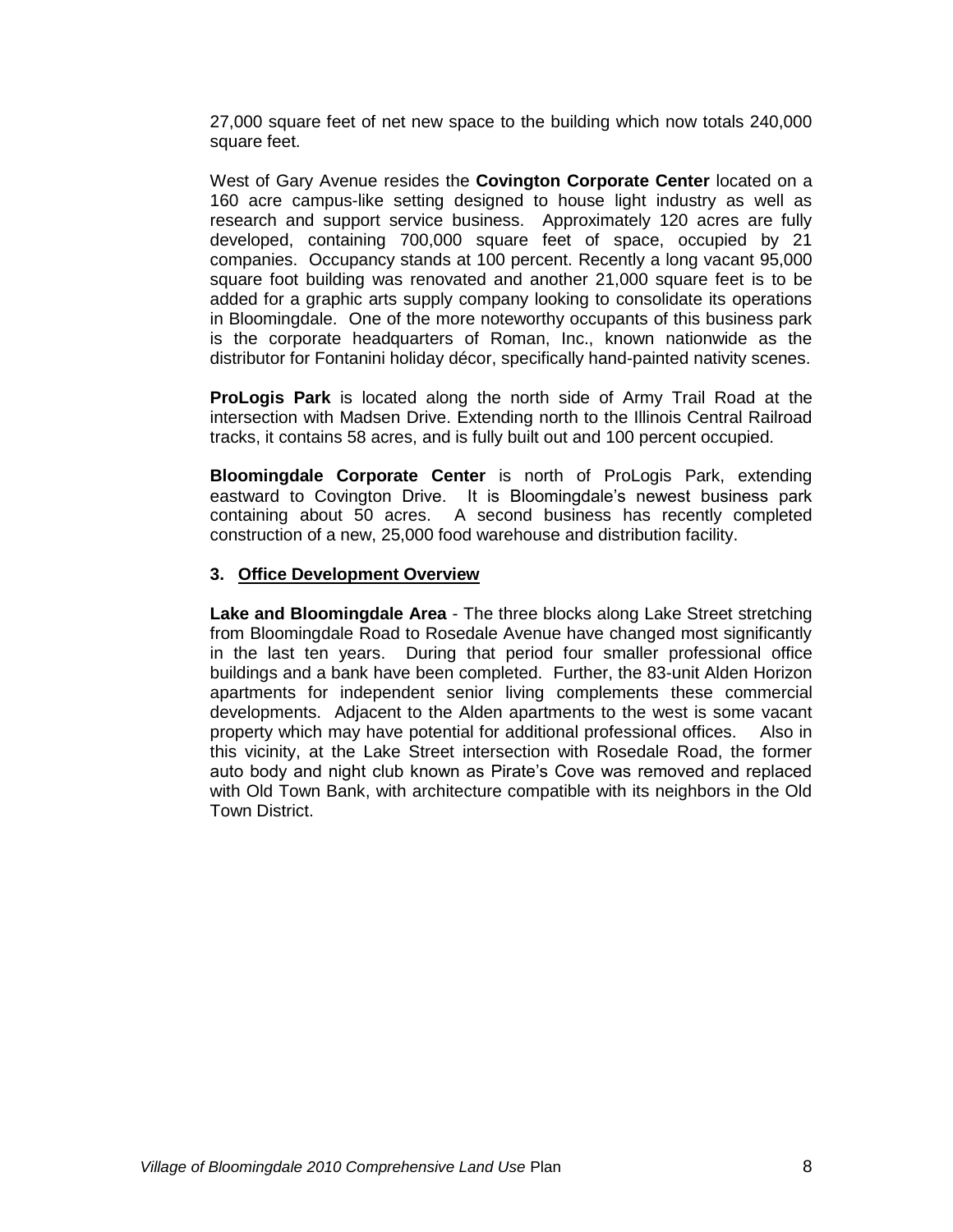27,000 square feet of net new space to the building which now totals 240,000 square feet.

West of Gary Avenue resides the **Covington Corporate Center** located on a 160 acre campus-like setting designed to house light industry as well as research and support service business. Approximately 120 acres are fully developed, containing 700,000 square feet of space, occupied by 21 companies. Occupancy stands at 100 percent. Recently a long vacant 95,000 square foot building was renovated and another 21,000 square feet is to be added for a graphic arts supply company looking to consolidate its operations in Bloomingdale. One of the more noteworthy occupants of this business park is the corporate headquarters of Roman, Inc., known nationwide as the distributor for Fontanini holiday décor, specifically hand-painted nativity scenes.

**ProLogis Park** is located along the north side of Army Trail Road at the intersection with Madsen Drive. Extending north to the Illinois Central Railroad tracks, it contains 58 acres, and is fully built out and 100 percent occupied.

**Bloomingdale Corporate Center** is north of ProLogis Park, extending eastward to Covington Drive. It is Bloomingdale's newest business park containing about 50 acres. A second business has recently completed construction of a new, 25,000 food warehouse and distribution facility.

### 3. Office Development Overview

**Lake and Bloomingdale Area** - The three blocks along Lake Street stretching from Bloomingdale Road to Rosedale Avenue have changed most significantly in the last ten years. During that period four smaller professional office buildings and a bank have been completed. Further, the 83-unit Alden Horizon apartments for independent senior living complements these commercial developments. Adjacent to the Alden apartments to the west is some vacant property which may have potential for additional professional offices. Also in this vicinity, at the Lake Street intersection with Rosedale Road, the former auto body and night club known as Pirate's Cove was removed and replaced with Old Town Bank, with architecture compatible with its neighbors in the Old Town District.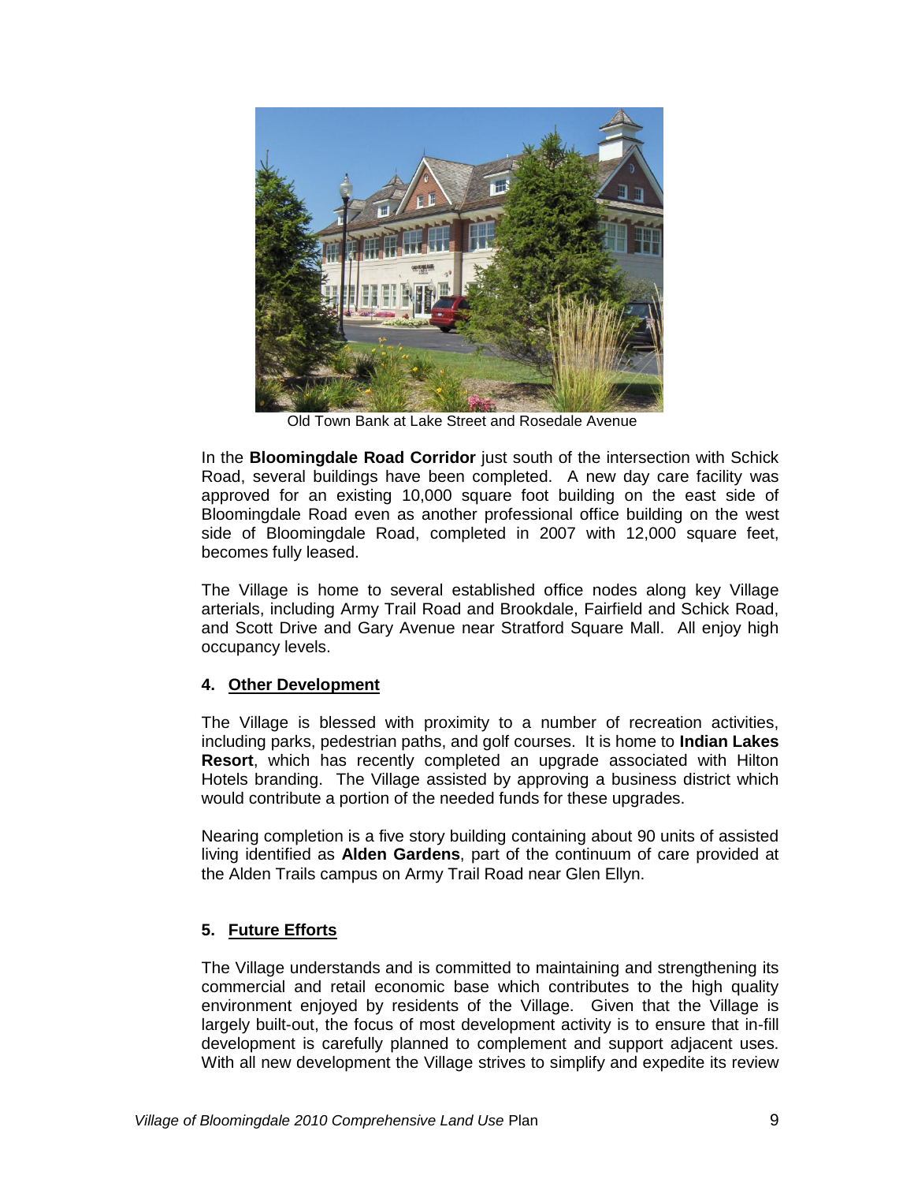Old Town Bank at Lake Street and Rosedale Avenue

In the **Bloomingdale Road Corridor** just south of the intersection with Schick Road, several buildings have been completed. A new day care facility was approved for an existing 10,000 square foot building on the east side of Bloomingdale Road even as another professional office building on the west side of Bloomingdale Road, completed in 2007 with 12,000 square feet, becomes fully leased.

The Village is home to several established office nodes along key Village arterials, including Army Trail Road and Brookdale, Fairfield and Schick Road, and Scott Drive and Gary Avenue near Stratford Square Mall. All enjoy high occupancy levels.

### 4. Other Development

The Village is blessed with proximity to a number of recreation activities, including parks, pedestrian paths, and golf courses. It is home to **Indian Lakes Resort**, which has recently completed an upgrade associated with Hilton Hotels branding. The Village assisted by approving a business district which would contribute a portion of the needed funds for these upgrades.

Nearing completion is a five story building containing about 90 units of assisted living identified as **Alden Gardens**, part of the continuum of care provided at the Alden Trails campus on Army Trail Road near Glen Ellyn.

### 5. Future Efforts

The Village understands and is committed to maintaining and strengthening its commercial and retail economic base which contributes to the high quality environment enjoyed by residents of the Village. Given that the Village is largely built-out, the focus of most development activity is to ensure that in-fill development is carefully planned to complement and support adjacent uses. With all new development the Village strives to simplify and expedite its review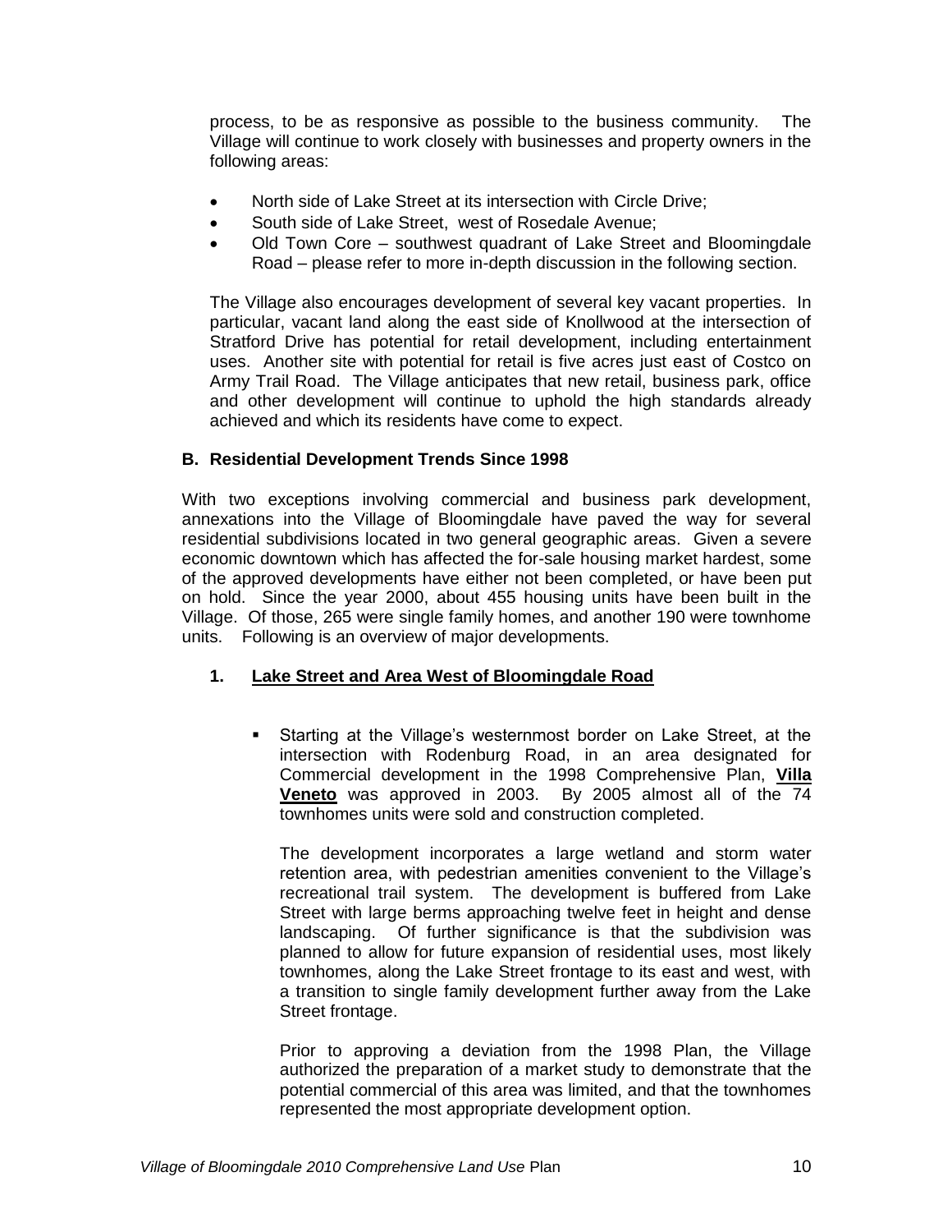process, to be as responsive as possible to the business community. The Village will continue to work closely with businesses and property owners in the following areas:

- North side of Lake Street at its intersection with Circle Drive;
- South side of Lake Street, west of Rosedale Avenue;
- Old Town Core – southwest quadrant of Lake Street and Bloomingdale Road – please refer to more in-depth discussion in the following section.

The Village also encourages development of several key vacant properties. In particular, vacant land along the east side of Knollwood at the intersection of Stratford Drive has potential for retail development, including entertainment uses. Another site with potential for retail is five acres just east of Costco on Army Trail Road. The Village anticipates that new retail, business park, office and other development will continue to uphold the high standards already achieved and which its residents have come to expect.

### B. Residential Development Trends Since 1998

With two exceptions involving commercial and business park development, annexations into the Village of Bloomingdale have paved the way for several residential subdivisions located in two general geographic areas. Given a severe economic downtown which has affected the for-sale housing market hardest, some of the approved developments have either not been completed, or have been put on hold. Since the year 2000, about 455 housing units have been built in the Village. Of those, 265 were single family homes, and another 190 were townhome units. Following is an overview of major developments.

#### 1. Lake Street and Area West of Bloomingdale Road

- Starting at the Village's westernmost border on Lake Street, at the intersection with Rodenburg Road, in an area designated for Commercial development in the 1998 Comprehensive Plan, **Villa Veneto** was approved in 2003. By 2005 almost all of the 74 townhomes units were sold and construction completed.

  The development incorporates a large wetland and storm water retention area, with pedestrian amenities convenient to the Village's recreational trail system. The development is buffered from Lake Street with large berms approaching twelve feet in height and dense landscaping. Of further significance is that the subdivision was planned to allow for future expansion of residential uses, most likely townhomes, along the Lake Street frontage to its east and west, with a transition to single family development further away from the Lake Street frontage.

  Prior to approving a deviation from the 1998 Plan, the Village authorized the preparation of a market study to demonstrate that the potential commercial of this area was limited, and that the townhomes represented the most appropriate development option.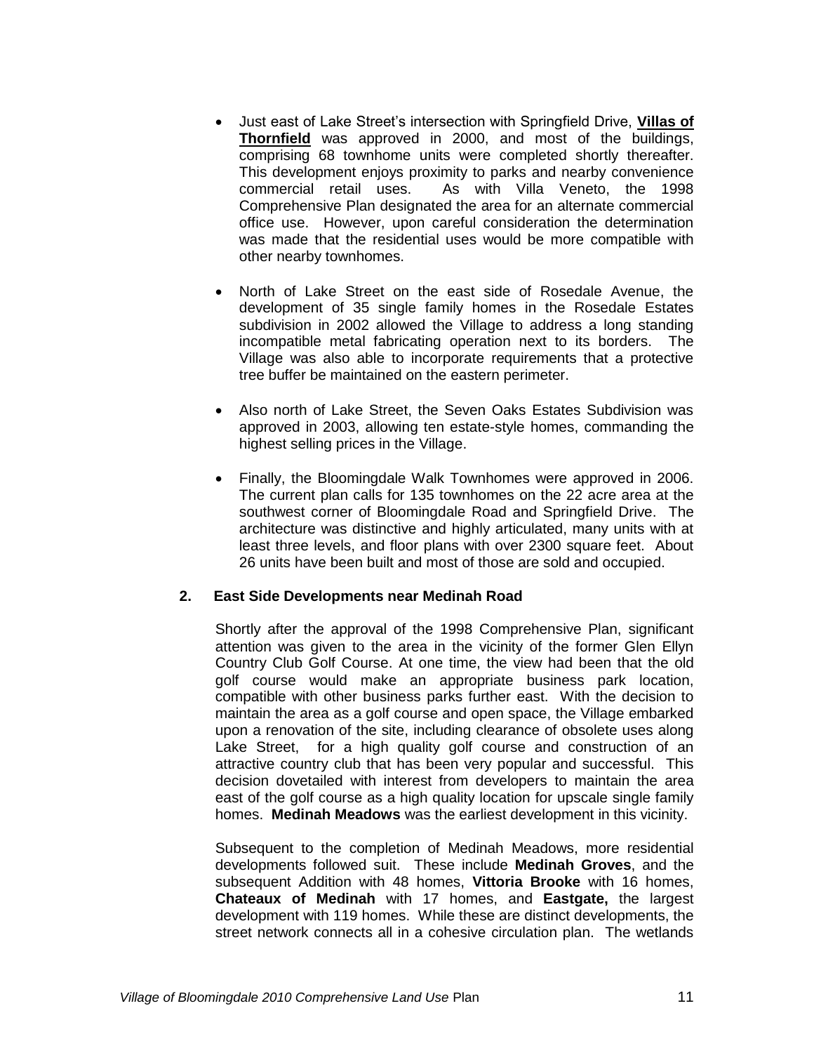- Just east of Lake Street's intersection with Springfield Drive, **Villas of Thornfield** was approved in 2000, and most of the buildings, comprising 68 townhome units were completed shortly thereafter. This development enjoys proximity to parks and nearby convenience commercial retail uses. As with Villa Veneto, the 1998 Comprehensive Plan designated the area for an alternate commercial office use. However, upon careful consideration the determination was made that the residential uses would be more compatible with other nearby townhomes.

- North of Lake Street on the east side of Rosedale Avenue, the development of 35 single family homes in the Rosedale Estates subdivision in 2002 allowed the Village to address a long standing incompatible metal fabricating operation next to its borders. The Village was also able to incorporate requirements that a protective tree buffer be maintained on the eastern perimeter.

- Also north of Lake Street, the Seven Oaks Estates Subdivision was approved in 2003, allowing ten estate-style homes, commanding the highest selling prices in the Village.

- Finally, the Bloomingdale Walk Townhomes were approved in 2006. The current plan calls for 135 townhomes on the 22 acre area at the southwest corner of Bloomingdale Road and Springfield Drive. The architecture was distinctive and highly articulated, many units with at least three levels, and floor plans with over 2300 square feet. About 26 units have been built and most of those are sold and occupied.

### 2. East Side Developments near Medinah Road

Shortly after the approval of the 1998 Comprehensive Plan, significant attention was given to the area in the vicinity of the former Glen Ellyn Country Club Golf Course. At one time, the view had been that the old golf course would make an appropriate business park location, compatible with other business parks further east. With the decision to maintain the area as a golf course and open space, the Village embarked upon a renovation of the site, including clearance of obsolete uses along Lake Street, for a high quality golf course and construction of an attractive country club that has been very popular and successful. This decision dovetailed with interest from developers to maintain the area east of the golf course as a high quality location for upscale single family homes. **Medinah Meadows** was the earliest development in this vicinity.

Subsequent to the completion of Medinah Meadows, more residential developments followed suit. These include **Medinah Groves**, and the subsequent Addition with 48 homes, **Vittoria Brooke** with 16 homes, **Chateaux of Medinah** with 17 homes, and **Eastgate,** the largest development with 119 homes. While these are distinct developments, the street network connects all in a cohesive circulation plan. The wetlands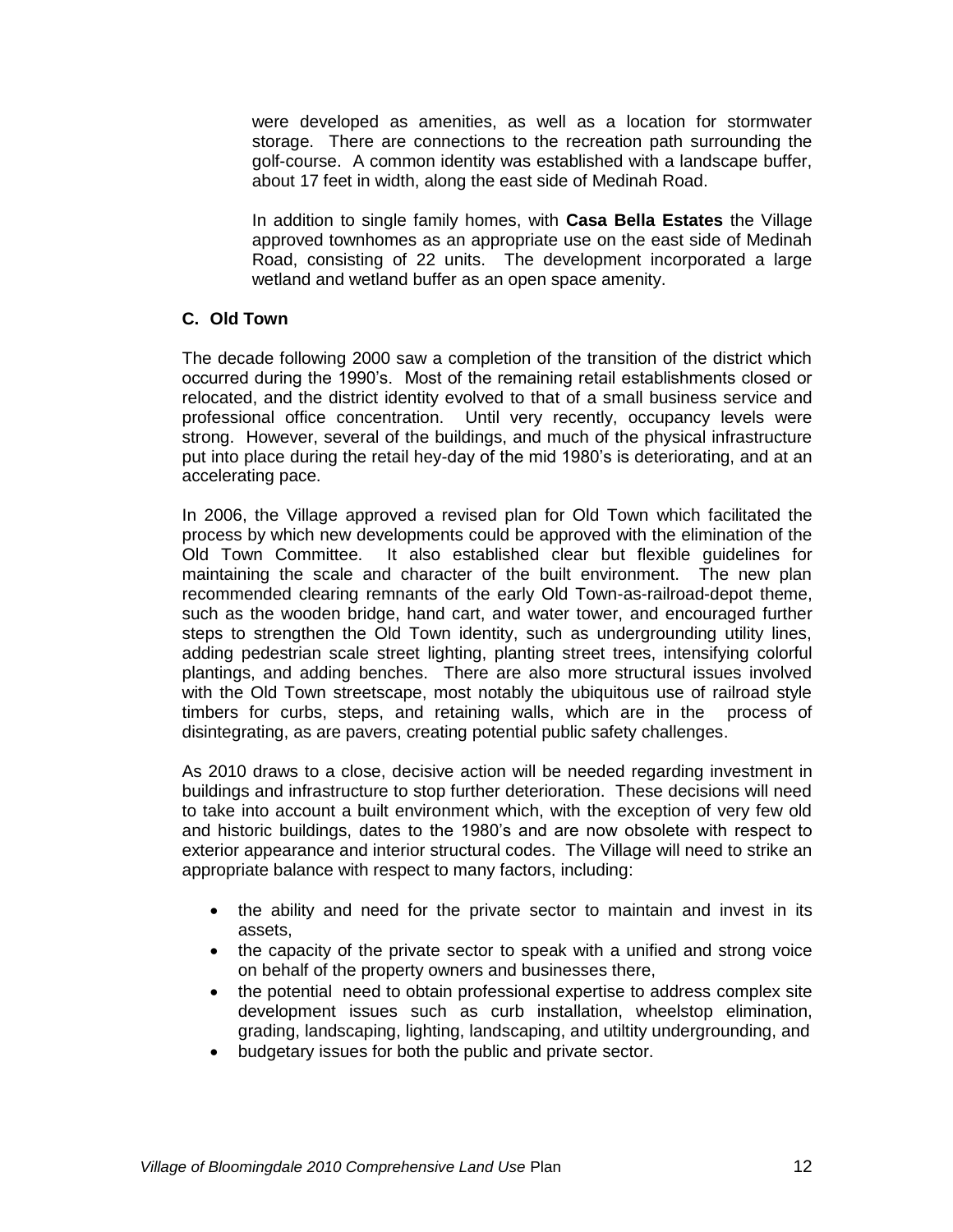were developed as amenities, as well as a location for stormwater storage. There are connections to the recreation path surrounding the golf-course. A common identity was established with a landscape buffer, about 17 feet in width, along the east side of Medinah Road.

In addition to single family homes, with **Casa Bella Estates** the Village approved townhomes as an appropriate use on the east side of Medinah Road, consisting of 22 units. The development incorporated a large wetland and wetland buffer as an open space amenity.

### C. Old Town

The decade following 2000 saw a completion of the transition of the district which occurred during the 1990's. Most of the remaining retail establishments closed or relocated, and the district identity evolved to that of a small business service and professional office concentration. Until very recently, occupancy levels were strong. However, several of the buildings, and much of the physical infrastructure put into place during the retail hey-day of the mid 1980's is deteriorating, and at an accelerating pace.

In 2006, the Village approved a revised plan for Old Town which facilitated the process by which new developments could be approved with the elimination of the Old Town Committee. It also established clear but flexible guidelines for maintaining the scale and character of the built environment. The new plan recommended clearing remnants of the early Old Town-as-railroad-depot theme, such as the wooden bridge, hand cart, and water tower, and encouraged further steps to strengthen the Old Town identity, such as undergrounding utility lines, adding pedestrian scale street lighting, planting street trees, intensifying colorful plantings, and adding benches. There are also more structural issues involved with the Old Town streetscape, most notably the ubiquitous use of railroad style timbers for curbs, steps, and retaining walls, which are in the process of disintegrating, as are pavers, creating potential public safety challenges.

As 2010 draws to a close, decisive action will be needed regarding investment in buildings and infrastructure to stop further deterioration. These decisions will need to take into account a built environment which, with the exception of very few old and historic buildings, dates to the 1980's and are now obsolete with respect to exterior appearance and interior structural codes. The Village will need to strike an appropriate balance with respect to many factors, including:

- the ability and need for the private sector to maintain and invest in its assets,
- the capacity of the private sector to speak with a unified and strong voice on behalf of the property owners and businesses there,
- the potential need to obtain professional expertise to address complex site development issues such as curb installation, wheelstop elimination, grading, landscaping, lighting, landscaping, and utiltity undergrounding, and
- budgetary issues for both the public and private sector.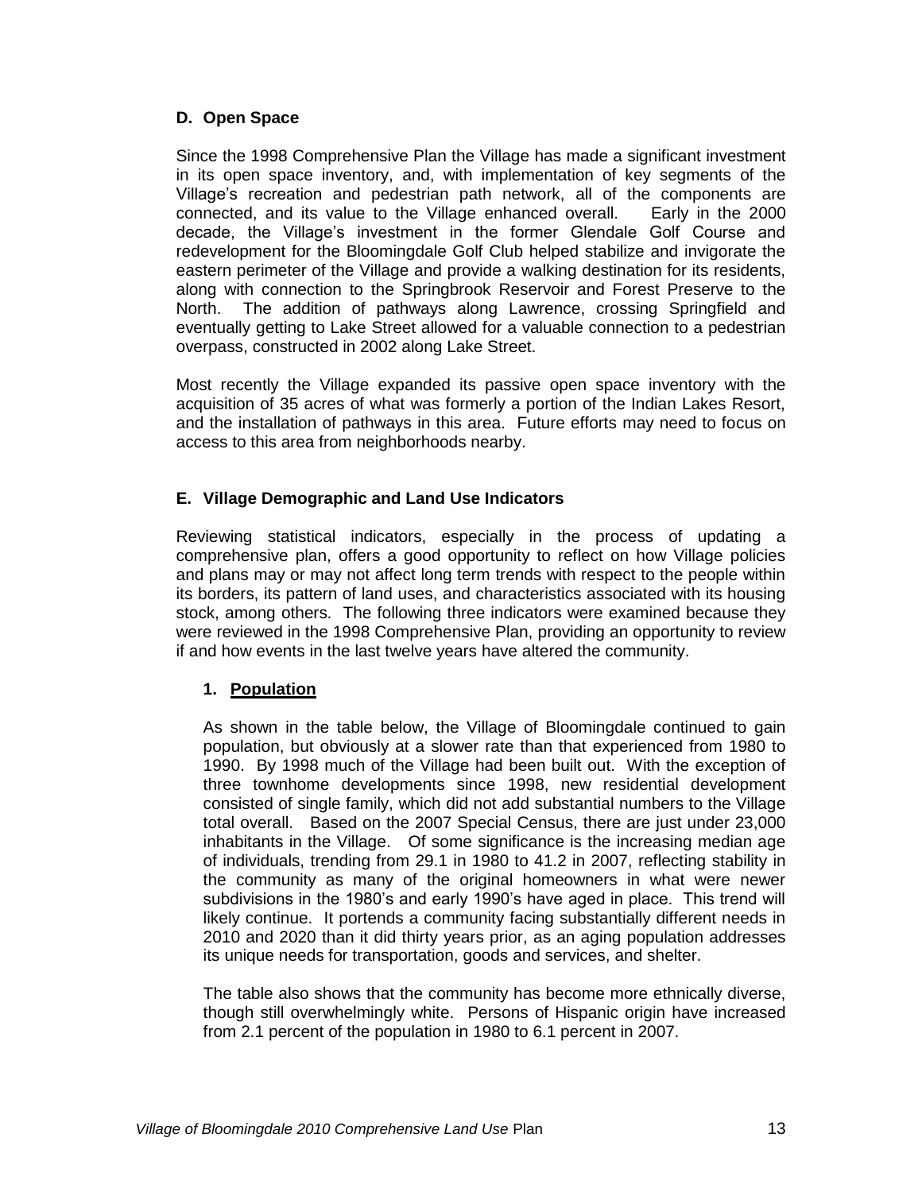### D. Open Space

Since the 1998 Comprehensive Plan the Village has made a significant investment in its open space inventory, and, with implementation of key segments of the Village's recreation and pedestrian path network, all of the components are connected, and its value to the Village enhanced overall. Early in the 2000 decade, the Village's investment in the former Glendale Golf Course and redevelopment for the Bloomingdale Golf Club helped stabilize and invigorate the eastern perimeter of the Village and provide a walking destination for its residents, along with connection to the Springbrook Reservoir and Forest Preserve to the North. The addition of pathways along Lawrence, crossing Springfield and eventually getting to Lake Street allowed for a valuable connection to a pedestrian overpass, constructed in 2002 along Lake Street.

Most recently the Village expanded its passive open space inventory with the acquisition of 35 acres of what was formerly a portion of the Indian Lakes Resort, and the installation of pathways in this area. Future efforts may need to focus on access to this area from neighborhoods nearby.

### E. Village Demographic and Land Use Indicators

Reviewing statistical indicators, especially in the process of updating a comprehensive plan, offers a good opportunity to reflect on how Village policies and plans may or may not affect long term trends with respect to the people within its borders, its pattern of land uses, and characteristics associated with its housing stock, among others. The following three indicators were examined because they were reviewed in the 1998 Comprehensive Plan, providing an opportunity to review if and how events in the last twelve years have altered the community.

#### 1. Population

As shown in the table below, the Village of Bloomingdale continued to gain population, but obviously at a slower rate than that experienced from 1980 to 1990. By 1998 much of the Village had been built out. With the exception of three townhome developments since 1998, new residential development consisted of single family, which did not add substantial numbers to the Village total overall. Based on the 2007 Special Census, there are just under 23,000 inhabitants in the Village. Of some significance is the increasing median age of individuals, trending from 29.1 in 1980 to 41.2 in 2007, reflecting stability in the community as many of the original homeowners in what were newer subdivisions in the 1980's and early 1990's have aged in place. This trend will likely continue. It portends a community facing substantially different needs in 2010 and 2020 than it did thirty years prior, as an aging population addresses its unique needs for transportation, goods and services, and shelter.

The table also shows that the community has become more ethnically diverse, though still overwhelmingly white. Persons of Hispanic origin have increased from 2.1 percent of the population in 1980 to 6.1 percent in 2007.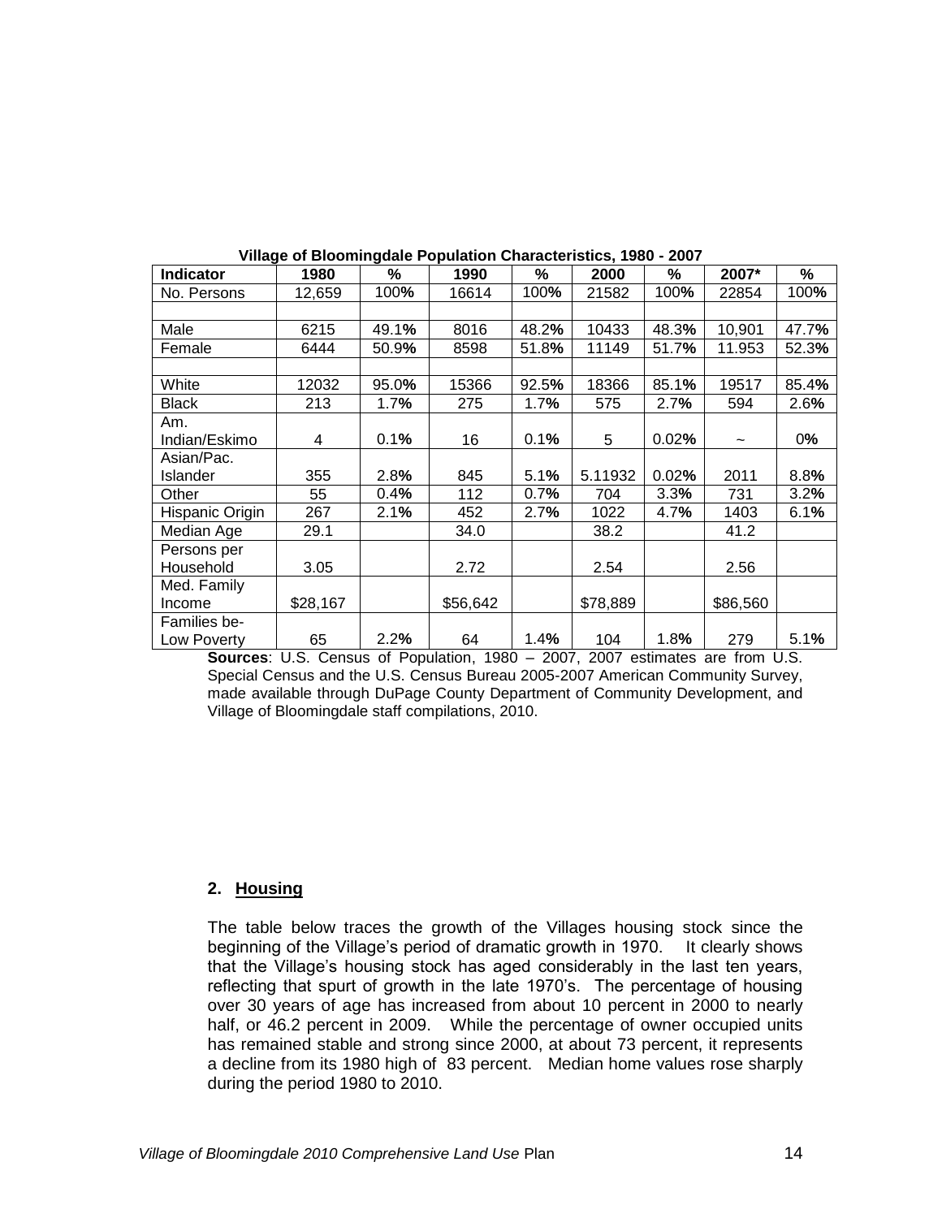**Village of Bloomingdale Population Characteristics, 1980 - 2007**

| Indicator | 1980 | % | 1990 | % | 2000 | % | 2007* | % |
|---|---|---|---|---|---|---|---|---|
| No. Persons | 12,659 | 100% | 16614 | 100% | 21582 | 100% | 22854 | 100% |
| | | | | | | | | |
| Male | 6215 | 49.1% | 8016 | 48.2% | 10433 | 48.3% | 10,901 | 47.7% |
| Female | 6444 | 50.9% | 8598 | 51.8% | 11149 | 51.7% | 11.953 | 52.3% |
| | | | | | | | | |
| White | 12032 | 95.0% | 15366 | 92.5% | 18366 | 85.1% | 19517 | 85.4% |
| Black | 213 | 1.7% | 275 | 1.7% | 575 | 2.7% | 594 | 2.6% |
| Am. Indian/Eskimo | 4 | 0.1% | 16 | 0.1% | 5 | 0.02% | ~ | 0% |
| Asian/Pac. Islander | 355 | 2.8% | 845 | 5.1% | 5.11932 | 0.02% | 2011 | 8.8% |
| Other | 55 | 0.4% | 112 | 0.7% | 704 | 3.3% | 731 | 3.2% |
| Hispanic Origin | 267 | 2.1% | 452 | 2.7% | 1022 | 4.7% | 1403 | 6.1% |
| Median Age | 29.1 | | 34.0 | | 38.2 | | 41.2 | |
| Persons per Household | 3.05 | | 2.72 | | 2.54 | | 2.56 | |
| Med. Family Income | $28,167 | | $56,642 | | $78,889 | | $86,560 | |
| Families be-Low Poverty | 65 | 2.2% | 64 | 1.4% | 104 | 1.8% | 279 | 5.1% |

**Sources**: U.S. Census of Population, 1980 – 2007, 2007 estimates are from U.S. Special Census and the U.S. Census Bureau 2005-2007 American Community Survey, made available through DuPage County Department of Community Development, and Village of Bloomingdale staff compilations, 2010.

## 2. Housing

The table below traces the growth of the Villages housing stock since the beginning of the Village's period of dramatic growth in 1970. It clearly shows that the Village's housing stock has aged considerably in the last ten years, reflecting that spurt of growth in the late 1970's. The percentage of housing over 30 years of age has increased from about 10 percent in 2000 to nearly half, or 46.2 percent in 2009. While the percentage of owner occupied units has remained stable and strong since 2000, at about 73 percent, it represents a decline from its 1980 high of 83 percent. Median home values rose sharply during the period 1980 to 2010.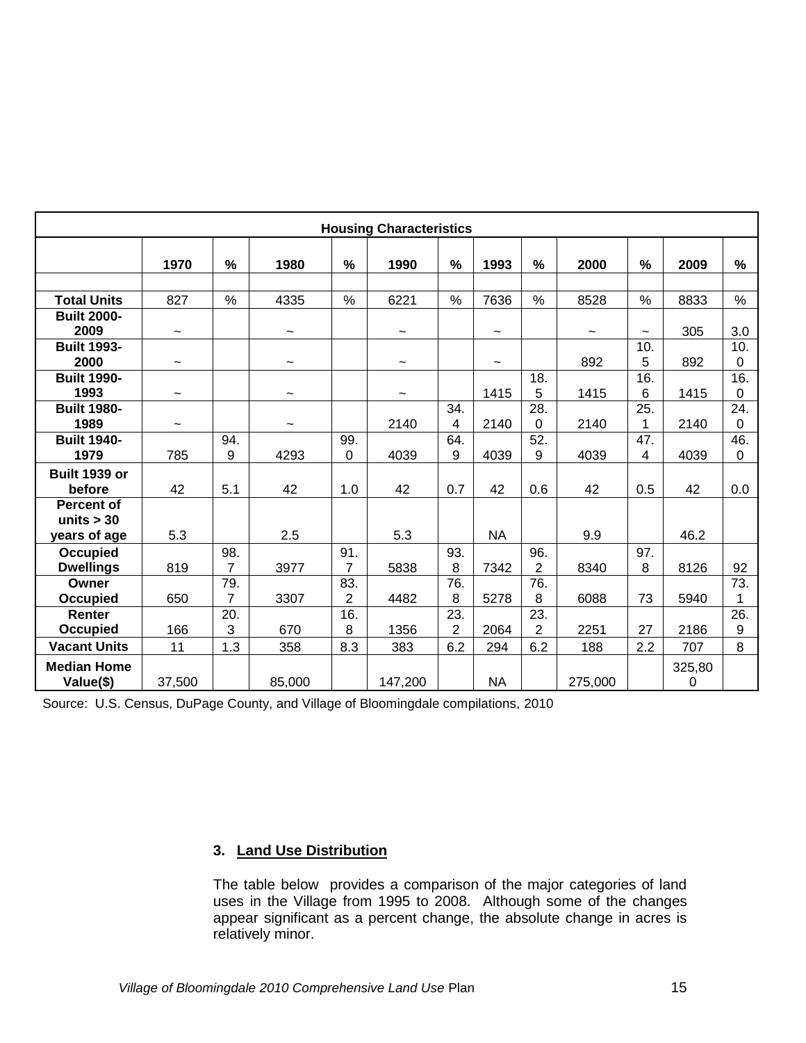| Housing Characteristics | | | | | | | | | | | | |
|---|---|---|---|---|---|---|---|---|---|---|---|---|
| | 1970 | % | 1980 | % | 1990 | % | 1993 | % | 2000 | % | 2009 | % |
| | | | | | | | | | | | | |
| **Total Units** | 827 | % | 4335 | % | 6221 | % | 7636 | % | 8528 | % | 8833 | % |
| **Built 2000-2009** | ~ | | ~ | | ~ | | ~ | | ~ | ~ | 305 | 3.0 |
| **Built 1993-2000** | ~ | | ~ | | ~ | | ~ | | 892 | 10.5 | 892 | 10.0 |
| **Built 1990-1993** | ~ | | ~ | | ~ | | 1415 | 18.5 | 1415 | 16.6 | 1415 | 16.0 |
| **Built 1980-1989** | ~ | | ~ | | 2140 | 34.4 | 2140 | 28.0 | 2140 | 25.1 | 2140 | 24.0 |
| **Built 1940-1979** | 785 | 94.9 | 4293 | 99.0 | 4039 | 64.9 | 4039 | 52.9 | 4039 | 47.4 | 4039 | 46.0 |
| **Built 1939 or before** | 42 | 5.1 | 42 | 1.0 | 42 | 0.7 | 42 | 0.6 | 42 | 0.5 | 42 | 0.0 |
| **Percent of units > 30 years of age** | 5.3 | | 2.5 | | 5.3 | | NA | | 9.9 | | 46.2 | |
| **Occupied Dwellings** | 819 | 98.7 | 3977 | 91.7 | 5838 | 93.8 | 7342 | 96.2 | 8340 | 97.8 | 8126 | 92 |
| **Owner Occupied** | 650 | 79.7 | 3307 | 83.2 | 4482 | 76.8 | 5278 | 76.8 | 6088 | 73 | 5940 | 73.1 |
| **Renter Occupied** | 166 | 20.3 | 670 | 16.8 | 1356 | 23.2 | 2064 | 23.2 | 2251 | 27 | 2186 | 26.9 |
| **Vacant Units** | 11 | 1.3 | 358 | 8.3 | 383 | 6.2 | 294 | 6.2 | 188 | 2.2 | 707 | 8 |
| **Median Home Value($)** | 37,500 | | 85,000 | | 147,200 | | NA | | 275,000 | | 325,800 | |

Source: U.S. Census, DuPage County, and Village of Bloomingdale compilations, 2010

### 3. Land Use Distribution

The table below provides a comparison of the major categories of land uses in the Village from 1995 to 2008. Although some of the changes appear significant as a percent change, the absolute change in acres is relatively minor.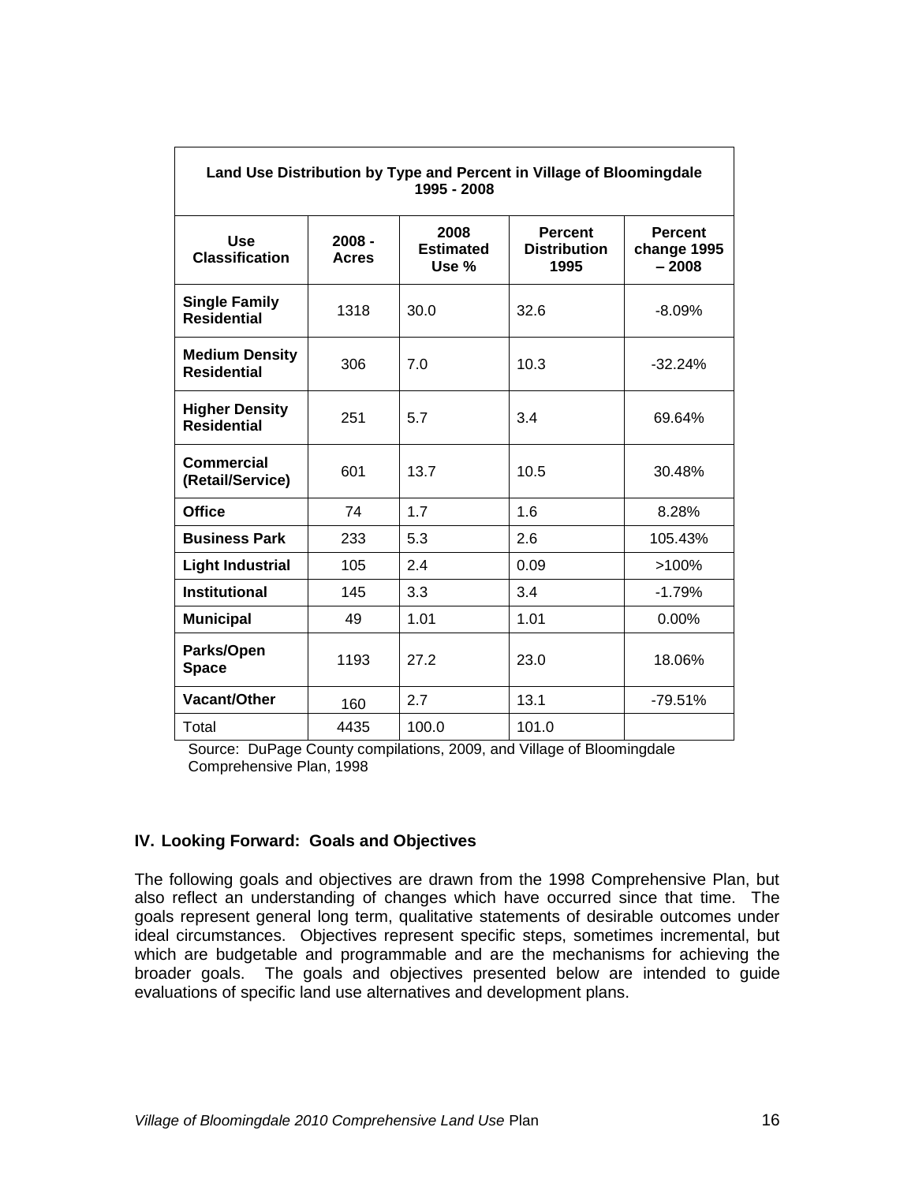| Land Use Distribution by Type and Percent in Village of Bloomingdale 1995 - 2008 | | | | |
|---|---|---|---|---|
| **Use Classification** | **2008 - Acres** | **2008 Estimated Use %** | **Percent Distribution 1995** | **Percent change 1995 – 2008** |
| **Single Family Residential** | 1318 | 30.0 | 32.6 | -8.09% |
| **Medium Density Residential** | 306 | 7.0 | 10.3 | -32.24% |
| **Higher Density Residential** | 251 | 5.7 | 3.4 | 69.64% |
| **Commercial (Retail/Service)** | 601 | 13.7 | 10.5 | 30.48% |
| **Office** | 74 | 1.7 | 1.6 | 8.28% |
| **Business Park** | 233 | 5.3 | 2.6 | 105.43% |
| **Light Industrial** | 105 | 2.4 | 0.09 | >100% |
| **Institutional** | 145 | 3.3 | 3.4 | -1.79% |
| **Municipal** | 49 | 1.01 | 1.01 | 0.00% |
| **Parks/Open Space** | 1193 | 27.2 | 23.0 | 18.06% |
| **Vacant/Other** | 160 | 2.7 | 13.1 | -79.51% |
| Total | 4435 | 100.0 | 101.0 | |

Source: DuPage County compilations, 2009, and Village of Bloomingdale Comprehensive Plan, 1998

## IV. Looking Forward: Goals and Objectives

The following goals and objectives are drawn from the 1998 Comprehensive Plan, but also reflect an understanding of changes which have occurred since that time. The goals represent general long term, qualitative statements of desirable outcomes under ideal circumstances. Objectives represent specific steps, sometimes incremental, but which are budgetable and programmable and are the mechanisms for achieving the broader goals. The goals and objectives presented below are intended to guide evaluations of specific land use alternatives and development plans.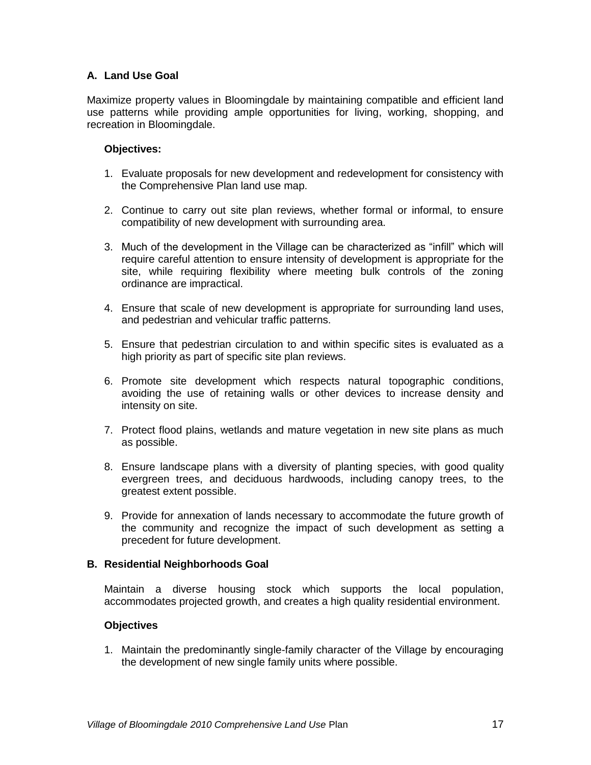### A. Land Use Goal

Maximize property values in Bloomingdale by maintaining compatible and efficient land use patterns while providing ample opportunities for living, working, shopping, and recreation in Bloomingdale.

**Objectives:**

1. Evaluate proposals for new development and redevelopment for consistency with the Comprehensive Plan land use map.
2. Continue to carry out site plan reviews, whether formal or informal, to ensure compatibility of new development with surrounding area.
3. Much of the development in the Village can be characterized as "infill" which will require careful attention to ensure intensity of development is appropriate for the site, while requiring flexibility where meeting bulk controls of the zoning ordinance are impractical.
4. Ensure that scale of new development is appropriate for surrounding land uses, and pedestrian and vehicular traffic patterns.
5. Ensure that pedestrian circulation to and within specific sites is evaluated as a high priority as part of specific site plan reviews.
6. Promote site development which respects natural topographic conditions, avoiding the use of retaining walls or other devices to increase density and intensity on site.
7. Protect flood plains, wetlands and mature vegetation in new site plans as much as possible.
8. Ensure landscape plans with a diversity of planting species, with good quality evergreen trees, and deciduous hardwoods, including canopy trees, to the greatest extent possible.
9. Provide for annexation of lands necessary to accommodate the future growth of the community and recognize the impact of such development as setting a precedent for future development.

### B. Residential Neighborhoods Goal

Maintain a diverse housing stock which supports the local population, accommodates projected growth, and creates a high quality residential environment.

**Objectives**

1. Maintain the predominantly single-family character of the Village by encouraging the development of new single family units where possible.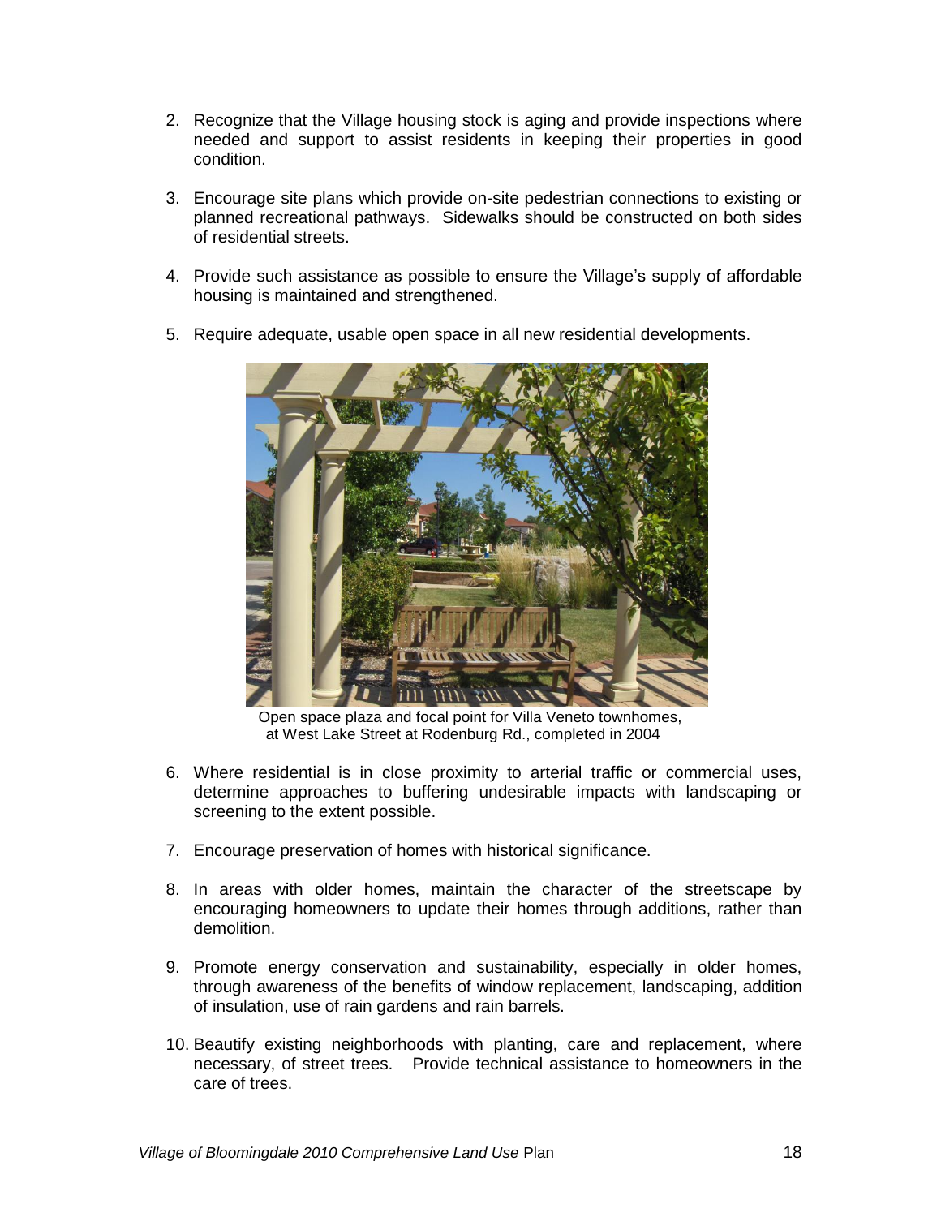2. Recognize that the Village housing stock is aging and provide inspections where needed and support to assist residents in keeping their properties in good condition.

3. Encourage site plans which provide on-site pedestrian connections to existing or planned recreational pathways. Sidewalks should be constructed on both sides of residential streets.

4. Provide such assistance as possible to ensure the Village's supply of affordable housing is maintained and strengthened.

5. Require adequate, usable open space in all new residential developments.

Open space plaza and focal point for Villa Veneto townhomes, at West Lake Street at Rodenburg Rd., completed in 2004

6. Where residential is in close proximity to arterial traffic or commercial uses, determine approaches to buffering undesirable impacts with landscaping or screening to the extent possible.

7. Encourage preservation of homes with historical significance.

8. In areas with older homes, maintain the character of the streetscape by encouraging homeowners to update their homes through additions, rather than demolition.

9. Promote energy conservation and sustainability, especially in older homes, through awareness of the benefits of window replacement, landscaping, addition of insulation, use of rain gardens and rain barrels.

10. Beautify existing neighborhoods with planting, care and replacement, where necessary, of street trees. Provide technical assistance to homeowners in the care of trees.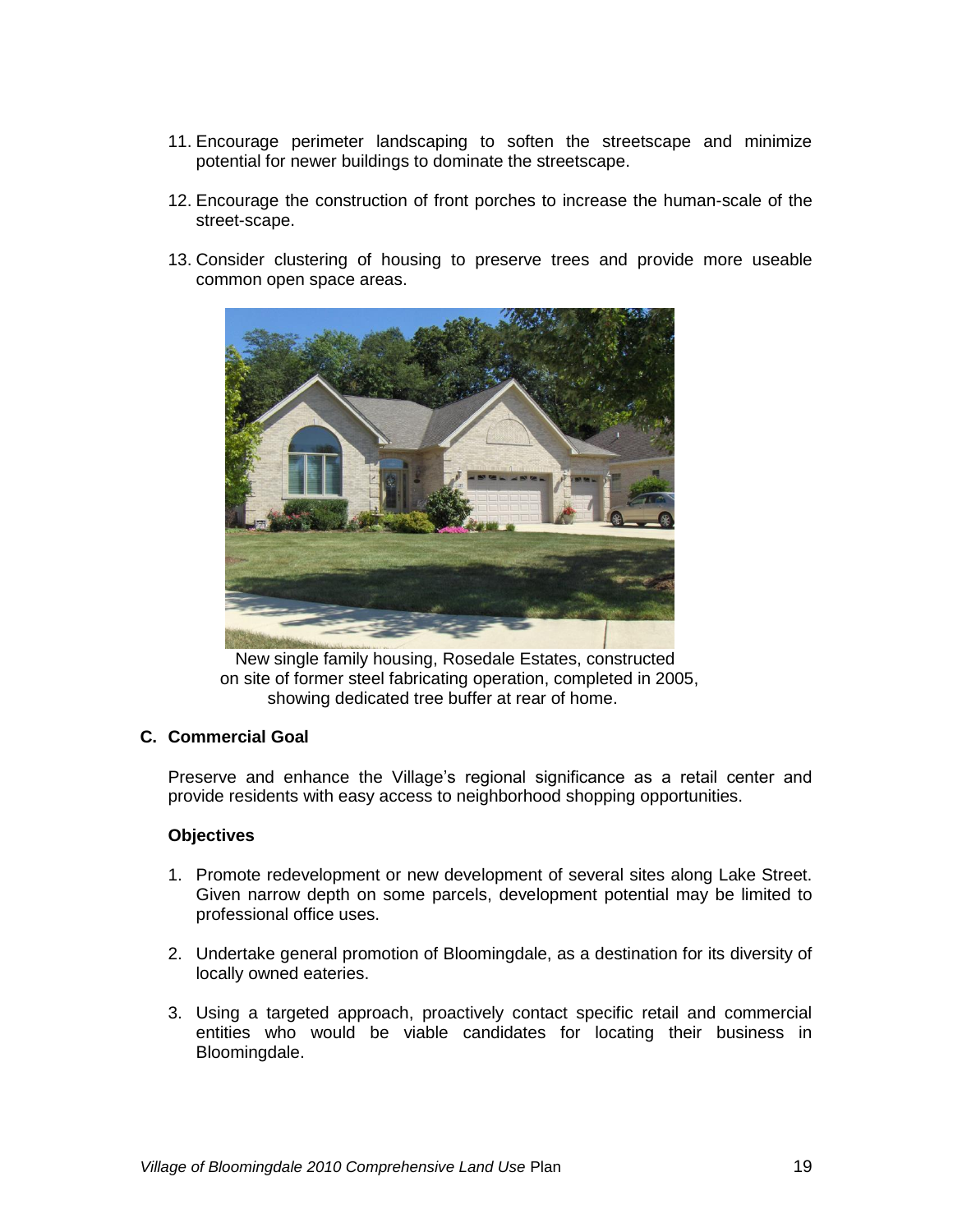11. Encourage perimeter landscaping to soften the streetscape and minimize potential for newer buildings to dominate the streetscape.

12. Encourage the construction of front porches to increase the human-scale of the street-scape.

13. Consider clustering of housing to preserve trees and provide more useable common open space areas.

New single family housing, Rosedale Estates, constructed on site of former steel fabricating operation, completed in 2005, showing dedicated tree buffer at rear of home.

## C. Commercial Goal

Preserve and enhance the Village's regional significance as a retail center and provide residents with easy access to neighborhood shopping opportunities.

### Objectives

1. Promote redevelopment or new development of several sites along Lake Street. Given narrow depth on some parcels, development potential may be limited to professional office uses.

2. Undertake general promotion of Bloomingdale, as a destination for its diversity of locally owned eateries.

3. Using a targeted approach, proactively contact specific retail and commercial entities who would be viable candidates for locating their business in Bloomingdale.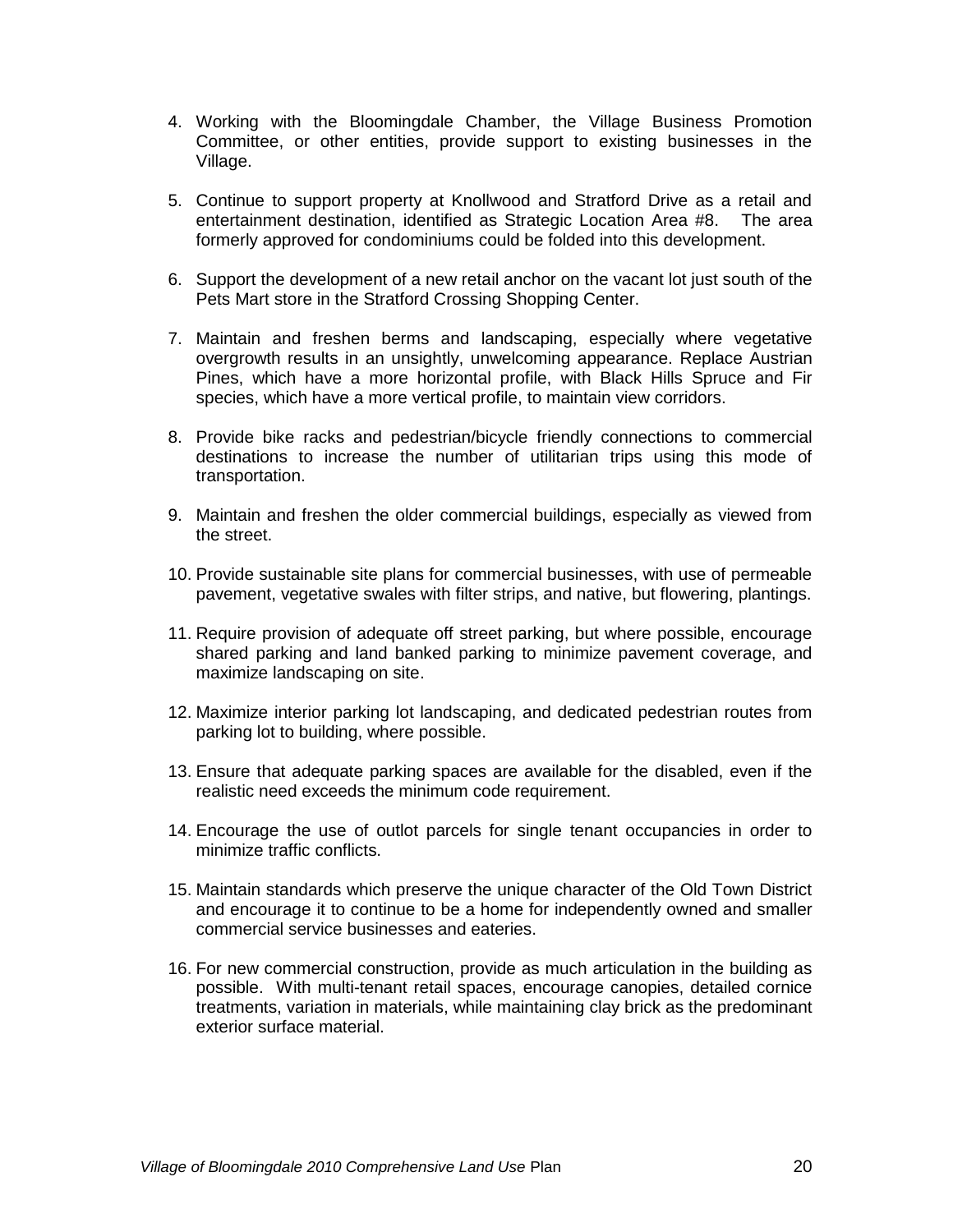4. Working with the Bloomingdale Chamber, the Village Business Promotion Committee, or other entities, provide support to existing businesses in the Village.

5. Continue to support property at Knollwood and Stratford Drive as a retail and entertainment destination, identified as Strategic Location Area #8. The area formerly approved for condominiums could be folded into this development.

6. Support the development of a new retail anchor on the vacant lot just south of the Pets Mart store in the Stratford Crossing Shopping Center.

7. Maintain and freshen berms and landscaping, especially where vegetative overgrowth results in an unsightly, unwelcoming appearance. Replace Austrian Pines, which have a more horizontal profile, with Black Hills Spruce and Fir species, which have a more vertical profile, to maintain view corridors.

8. Provide bike racks and pedestrian/bicycle friendly connections to commercial destinations to increase the number of utilitarian trips using this mode of transportation.

9. Maintain and freshen the older commercial buildings, especially as viewed from the street.

10. Provide sustainable site plans for commercial businesses, with use of permeable pavement, vegetative swales with filter strips, and native, but flowering, plantings.

11. Require provision of adequate off street parking, but where possible, encourage shared parking and land banked parking to minimize pavement coverage, and maximize landscaping on site.

12. Maximize interior parking lot landscaping, and dedicated pedestrian routes from parking lot to building, where possible.

13. Ensure that adequate parking spaces are available for the disabled, even if the realistic need exceeds the minimum code requirement.

14. Encourage the use of outlot parcels for single tenant occupancies in order to minimize traffic conflicts.

15. Maintain standards which preserve the unique character of the Old Town District and encourage it to continue to be a home for independently owned and smaller commercial service businesses and eateries.

16. For new commercial construction, provide as much articulation in the building as possible. With multi-tenant retail spaces, encourage canopies, detailed cornice treatments, variation in materials, while maintaining clay brick as the predominant exterior surface material.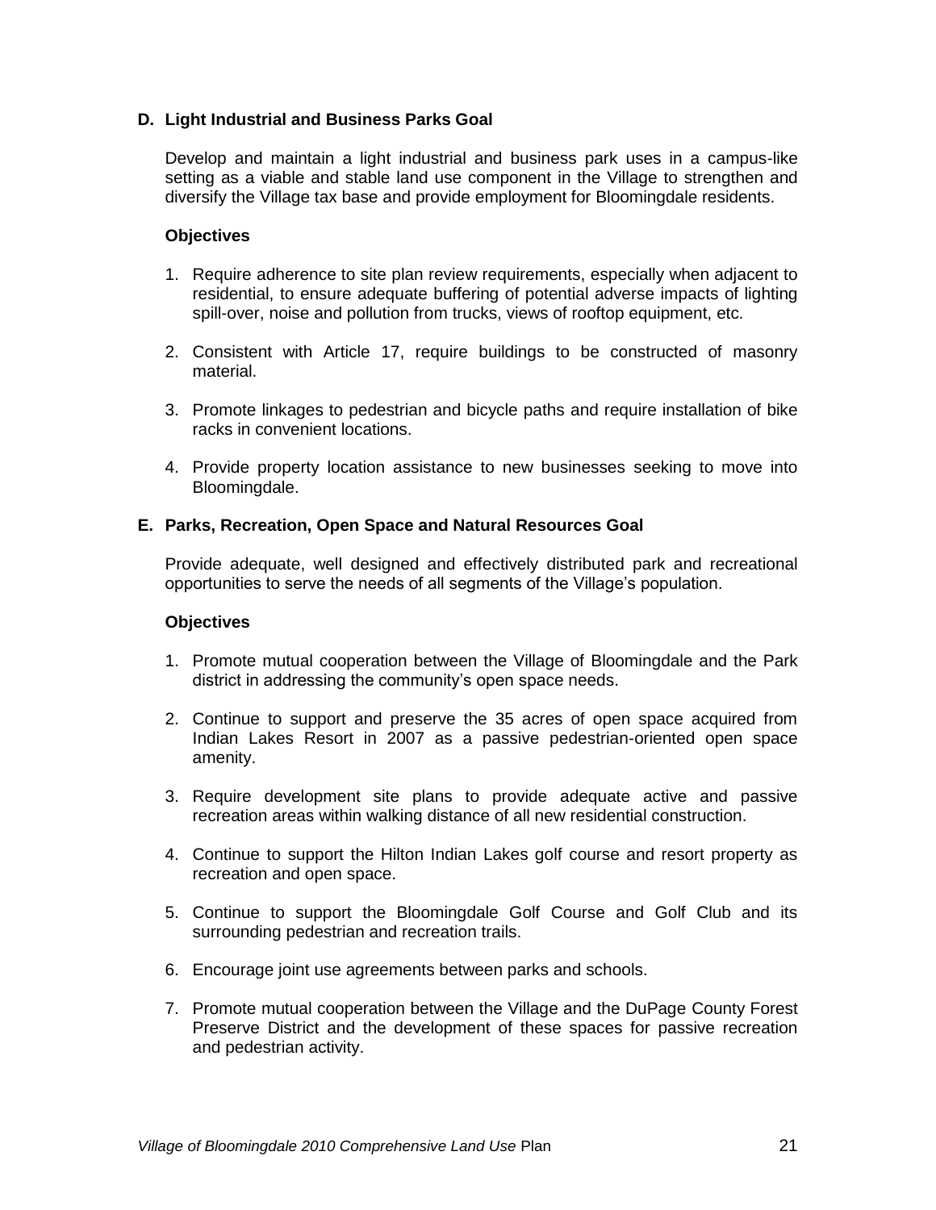### D. Light Industrial and Business Parks Goal

Develop and maintain a light industrial and business park uses in a campus-like setting as a viable and stable land use component in the Village to strengthen and diversify the Village tax base and provide employment for Bloomingdale residents.

**Objectives**

1. Require adherence to site plan review requirements, especially when adjacent to residential, to ensure adequate buffering of potential adverse impacts of lighting spill-over, noise and pollution from trucks, views of rooftop equipment, etc.

2. Consistent with Article 17, require buildings to be constructed of masonry material.

3. Promote linkages to pedestrian and bicycle paths and require installation of bike racks in convenient locations.

4. Provide property location assistance to new businesses seeking to move into Bloomingdale.

### E. Parks, Recreation, Open Space and Natural Resources Goal

Provide adequate, well designed and effectively distributed park and recreational opportunities to serve the needs of all segments of the Village's population.

**Objectives**

1. Promote mutual cooperation between the Village of Bloomingdale and the Park district in addressing the community's open space needs.

2. Continue to support and preserve the 35 acres of open space acquired from Indian Lakes Resort in 2007 as a passive pedestrian-oriented open space amenity.

3. Require development site plans to provide adequate active and passive recreation areas within walking distance of all new residential construction.

4. Continue to support the Hilton Indian Lakes golf course and resort property as recreation and open space.

5. Continue to support the Bloomingdale Golf Course and Golf Club and its surrounding pedestrian and recreation trails.

6. Encourage joint use agreements between parks and schools.

7. Promote mutual cooperation between the Village and the DuPage County Forest Preserve District and the development of these spaces for passive recreation and pedestrian activity.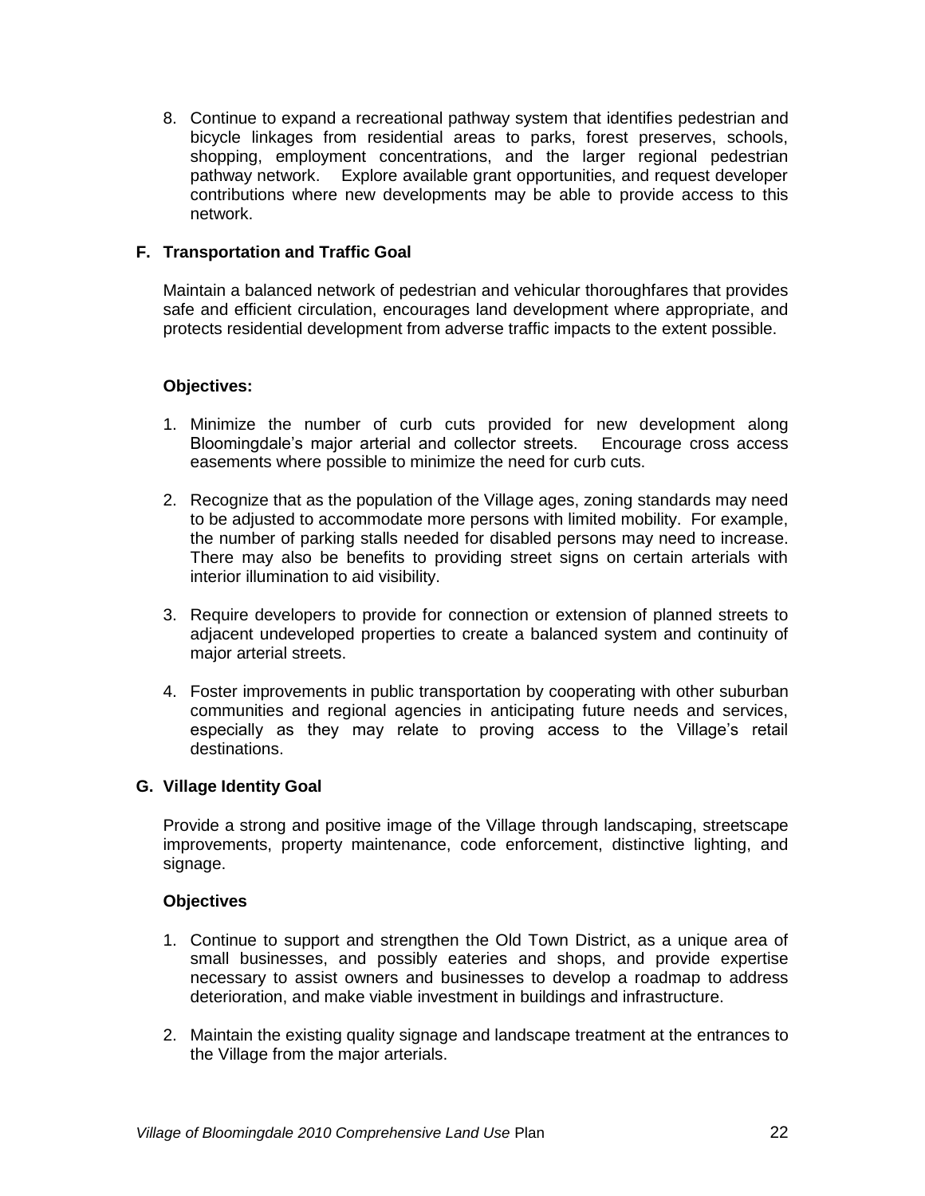8. Continue to expand a recreational pathway system that identifies pedestrian and bicycle linkages from residential areas to parks, forest preserves, schools, shopping, employment concentrations, and the larger regional pedestrian pathway network. Explore available grant opportunities, and request developer contributions where new developments may be able to provide access to this network.

### F. Transportation and Traffic Goal

Maintain a balanced network of pedestrian and vehicular thoroughfares that provides safe and efficient circulation, encourages land development where appropriate, and protects residential development from adverse traffic impacts to the extent possible.

**Objectives:**

1. Minimize the number of curb cuts provided for new development along Bloomingdale's major arterial and collector streets. Encourage cross access easements where possible to minimize the need for curb cuts.

2. Recognize that as the population of the Village ages, zoning standards may need to be adjusted to accommodate more persons with limited mobility. For example, the number of parking stalls needed for disabled persons may need to increase. There may also be benefits to providing street signs on certain arterials with interior illumination to aid visibility.

3. Require developers to provide for connection or extension of planned streets to adjacent undeveloped properties to create a balanced system and continuity of major arterial streets.

4. Foster improvements in public transportation by cooperating with other suburban communities and regional agencies in anticipating future needs and services, especially as they may relate to proving access to the Village's retail destinations.

### G. Village Identity Goal

Provide a strong and positive image of the Village through landscaping, streetscape improvements, property maintenance, code enforcement, distinctive lighting, and signage.

**Objectives**

1. Continue to support and strengthen the Old Town District, as a unique area of small businesses, and possibly eateries and shops, and provide expertise necessary to assist owners and businesses to develop a roadmap to address deterioration, and make viable investment in buildings and infrastructure.

2. Maintain the existing quality signage and landscape treatment at the entrances to the Village from the major arterials.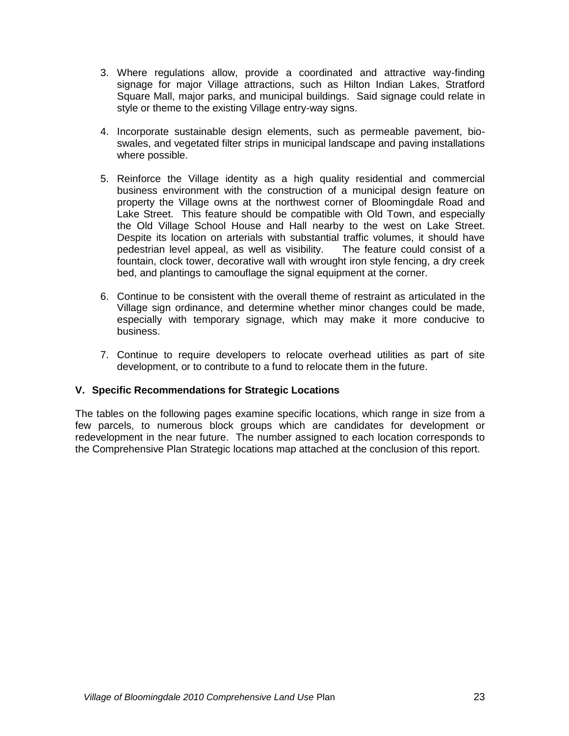3. Where regulations allow, provide a coordinated and attractive way-finding signage for major Village attractions, such as Hilton Indian Lakes, Stratford Square Mall, major parks, and municipal buildings. Said signage could relate in style or theme to the existing Village entry-way signs.

4. Incorporate sustainable design elements, such as permeable pavement, bio-swales, and vegetated filter strips in municipal landscape and paving installations where possible.

5. Reinforce the Village identity as a high quality residential and commercial business environment with the construction of a municipal design feature on property the Village owns at the northwest corner of Bloomingdale Road and Lake Street. This feature should be compatible with Old Town, and especially the Old Village School House and Hall nearby to the west on Lake Street. Despite its location on arterials with substantial traffic volumes, it should have pedestrian level appeal, as well as visibility. The feature could consist of a fountain, clock tower, decorative wall with wrought iron style fencing, a dry creek bed, and plantings to camouflage the signal equipment at the corner.

6. Continue to be consistent with the overall theme of restraint as articulated in the Village sign ordinance, and determine whether minor changes could be made, especially with temporary signage, which may make it more conducive to business.

7. Continue to require developers to relocate overhead utilities as part of site development, or to contribute to a fund to relocate them in the future.

## V. Specific Recommendations for Strategic Locations

The tables on the following pages examine specific locations, which range in size from a few parcels, to numerous block groups which are candidates for development or redevelopment in the near future. The number assigned to each location corresponds to the Comprehensive Plan Strategic locations map attached at the conclusion of this report.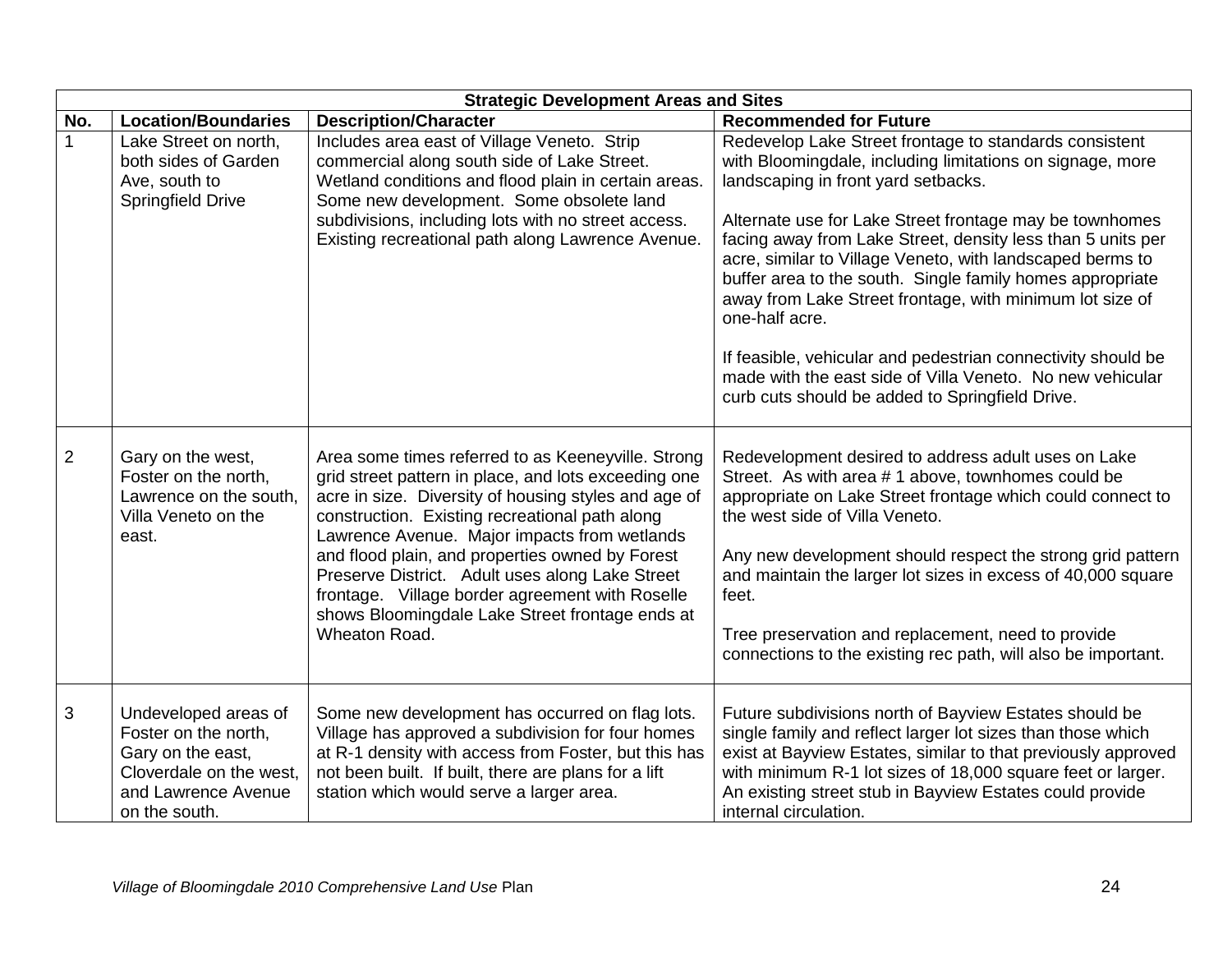| Strategic Development Areas and Sites | | | |
|---|---|---|---|
| **No.** | **Location/Boundaries** | **Description/Character** | **Recommended for Future** |
| 1 | Lake Street on north, both sides of Garden Ave, south to Springfield Drive | Includes area east of Village Veneto. Strip commercial along south side of Lake Street. Wetland conditions and flood plain in certain areas. Some new development. Some obsolete land subdivisions, including lots with no street access. Existing recreational path along Lawrence Avenue. | Redevelop Lake Street frontage to standards consistent with Bloomingdale, including limitations on signage, more landscaping in front yard setbacks.<br><br>Alternate use for Lake Street frontage may be townhomes facing away from Lake Street, density less than 5 units per acre, similar to Village Veneto, with landscaped berms to buffer area to the south. Single family homes appropriate away from Lake Street frontage, with minimum lot size of one-half acre.<br><br>If feasible, vehicular and pedestrian connectivity should be made with the east side of Villa Veneto. No new vehicular curb cuts should be added to Springfield Drive. |
| 2 | Gary on the west, Foster on the north, Lawrence on the south, Villa Veneto on the east. | Area some times referred to as Keeneyville. Strong grid street pattern in place, and lots exceeding one acre in size. Diversity of housing styles and age of construction. Existing recreational path along Lawrence Avenue. Major impacts from wetlands and flood plain, and properties owned by Forest Preserve District. Adult uses along Lake Street frontage. Village border agreement with Roselle shows Bloomingdale Lake Street frontage ends at Wheaton Road. | Redevelopment desired to address adult uses on Lake Street. As with area # 1 above, townhomes could be appropriate on Lake Street frontage which could connect to the west side of Villa Veneto.<br><br>Any new development should respect the strong grid pattern and maintain the larger lot sizes in excess of 40,000 square feet.<br><br>Tree preservation and replacement, need to provide connections to the existing rec path, will also be important. |
| 3 | Undeveloped areas of Foster on the north, Gary on the east, Cloverdale on the west, and Lawrence Avenue on the south. | Some new development has occurred on flag lots. Village has approved a subdivision for four homes at R-1 density with access from Foster, but this has not been built. If built, there are plans for a lift station which would serve a larger area. | Future subdivisions north of Bayview Estates should be single family and reflect larger lot sizes than those which exist at Bayview Estates, similar to that previously approved with minimum R-1 lot sizes of 18,000 square feet or larger. An existing street stub in Bayview Estates could provide internal circulation. |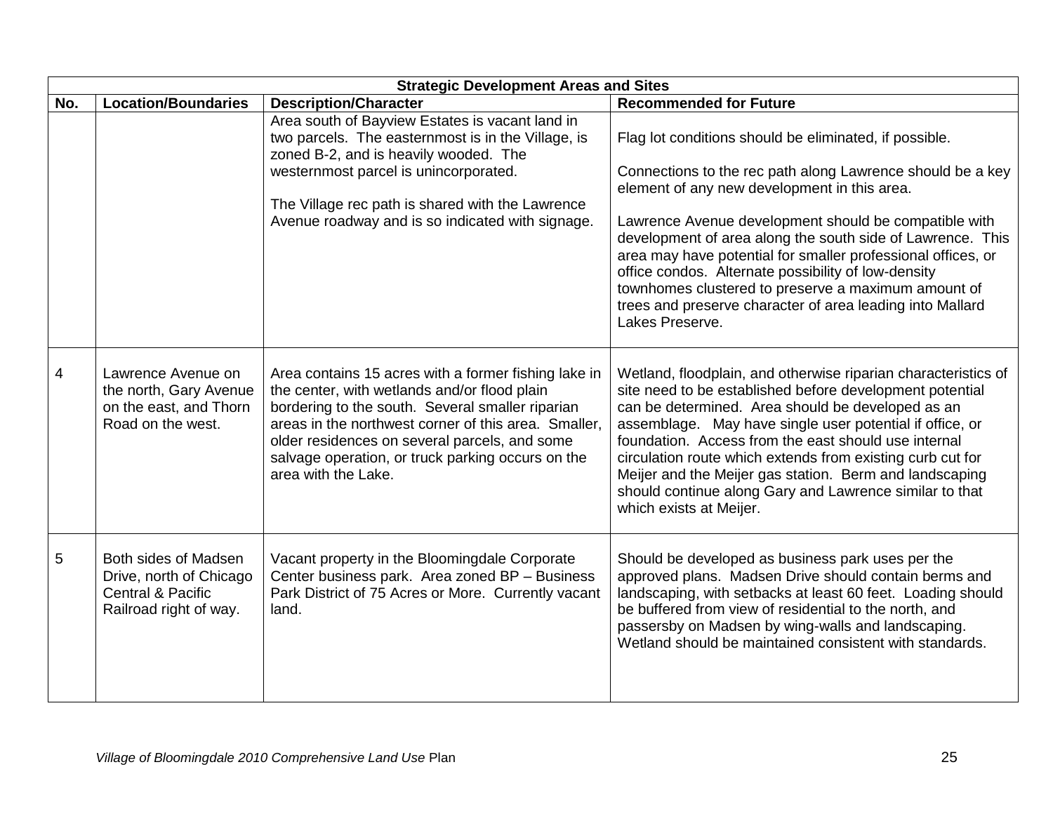| Strategic Development Areas and Sites | | | |
|---|---|---|---|
| **No.** | **Location/Boundaries** | **Description/Character** | **Recommended for Future** |
| | | Area south of Bayview Estates is vacant land in two parcels. The easternmost is in the Village, is zoned B-2, and is heavily wooded. The westernmost parcel is unincorporated.<br><br>The Village rec path is shared with the Lawrence Avenue roadway and is so indicated with signage. | Flag lot conditions should be eliminated, if possible.<br><br>Connections to the rec path along Lawrence should be a key element of any new development in this area.<br><br>Lawrence Avenue development should be compatible with development of area along the south side of Lawrence. This area may have potential for smaller professional offices, or office condos. Alternate possibility of low-density townhomes clustered to preserve a maximum amount of trees and preserve character of area leading into Mallard Lakes Preserve. |
| 4 | Lawrence Avenue on the north, Gary Avenue on the east, and Thorn Road on the west. | Area contains 15 acres with a former fishing lake in the center, with wetlands and/or flood plain bordering to the south. Several smaller riparian areas in the northwest corner of this area. Smaller, older residences on several parcels, and some salvage operation, or truck parking occurs on the area with the Lake. | Wetland, floodplain, and otherwise riparian characteristics of site need to be established before development potential can be determined. Area should be developed as an assemblage. May have single user potential if office, or foundation. Access from the east should use internal circulation route which extends from existing curb cut for Meijer and the Meijer gas station. Berm and landscaping should continue along Gary and Lawrence similar to that which exists at Meijer. |
| 5 | Both sides of Madsen Drive, north of Chicago Central & Pacific Railroad right of way. | Vacant property in the Bloomingdale Corporate Center business park. Area zoned BP – Business Park District of 75 Acres or More. Currently vacant land. | Should be developed as business park uses per the approved plans. Madsen Drive should contain berms and landscaping, with setbacks at least 60 feet. Loading should be buffered from view of residential to the north, and passersby on Madsen by wing-walls and landscaping. Wetland should be maintained consistent with standards. |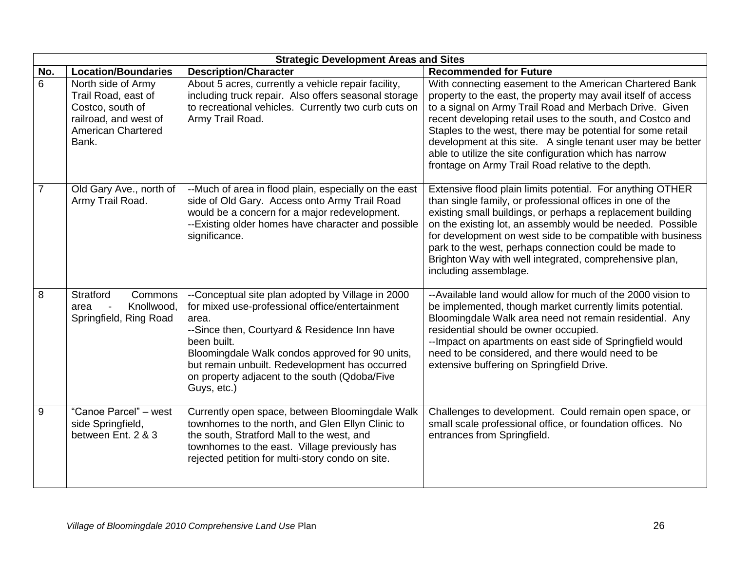| Strategic Development Areas and Sites | | | |
|---|---|---|---|
| **No.** | **Location/Boundaries** | **Description/Character** | **Recommended for Future** |
| 6 | North side of Army Trail Road, east of Costco, south of railroad, and west of American Chartered Bank. | About 5 acres, currently a vehicle repair facility, including truck repair. Also offers seasonal storage to recreational vehicles. Currently two curb cuts on Army Trail Road. | With connecting easement to the American Chartered Bank property to the east, the property may avail itself of access to a signal on Army Trail Road and Merbach Drive. Given recent developing retail uses to the south, and Costco and Staples to the west, there may be potential for some retail development at this site. A single tenant user may be better able to utilize the site configuration which has narrow frontage on Army Trail Road relative to the depth. |
| 7 | Old Gary Ave., north of Army Trail Road. | --Much of area in flood plain, especially on the east side of Old Gary. Access onto Army Trail Road would be a concern for a major redevelopment.<br>--Existing older homes have character and possible significance. | Extensive flood plain limits potential. For anything OTHER than single family, or professional offices in one of the existing small buildings, or perhaps a replacement building on the existing lot, an assembly would be needed. Possible for development on west side to be compatible with business park to the west, perhaps connection could be made to Brighton Way with well integrated, comprehensive plan, including assemblage. |
| 8 | Stratford Commons area - Knollwood, Springfield, Ring Road | --Conceptual site plan adopted by Village in 2000 for mixed use-professional office/entertainment area.<br>--Since then, Courtyard & Residence Inn have been built.<br>Bloomingdale Walk condos approved for 90 units, but remain unbuilt. Redevelopment has occurred on property adjacent to the south (Qdoba/Five Guys, etc.) | --Available land would allow for much of the 2000 vision to be implemented, though market currently limits potential. Bloomingdale Walk area need not remain residential. Any residential should be owner occupied.<br>--Impact on apartments on east side of Springfield would need to be considered, and there would need to be extensive buffering on Springfield Drive. |
| 9 | "Canoe Parcel" – west side Springfield, between Ent. 2 & 3 | Currently open space, between Bloomingdale Walk townhomes to the north, and Glen Ellyn Clinic to the south, Stratford Mall to the west, and townhomes to the east. Village previously has rejected petition for multi-story condo on site. | Challenges to development. Could remain open space, or small scale professional office, or foundation offices. No entrances from Springfield. |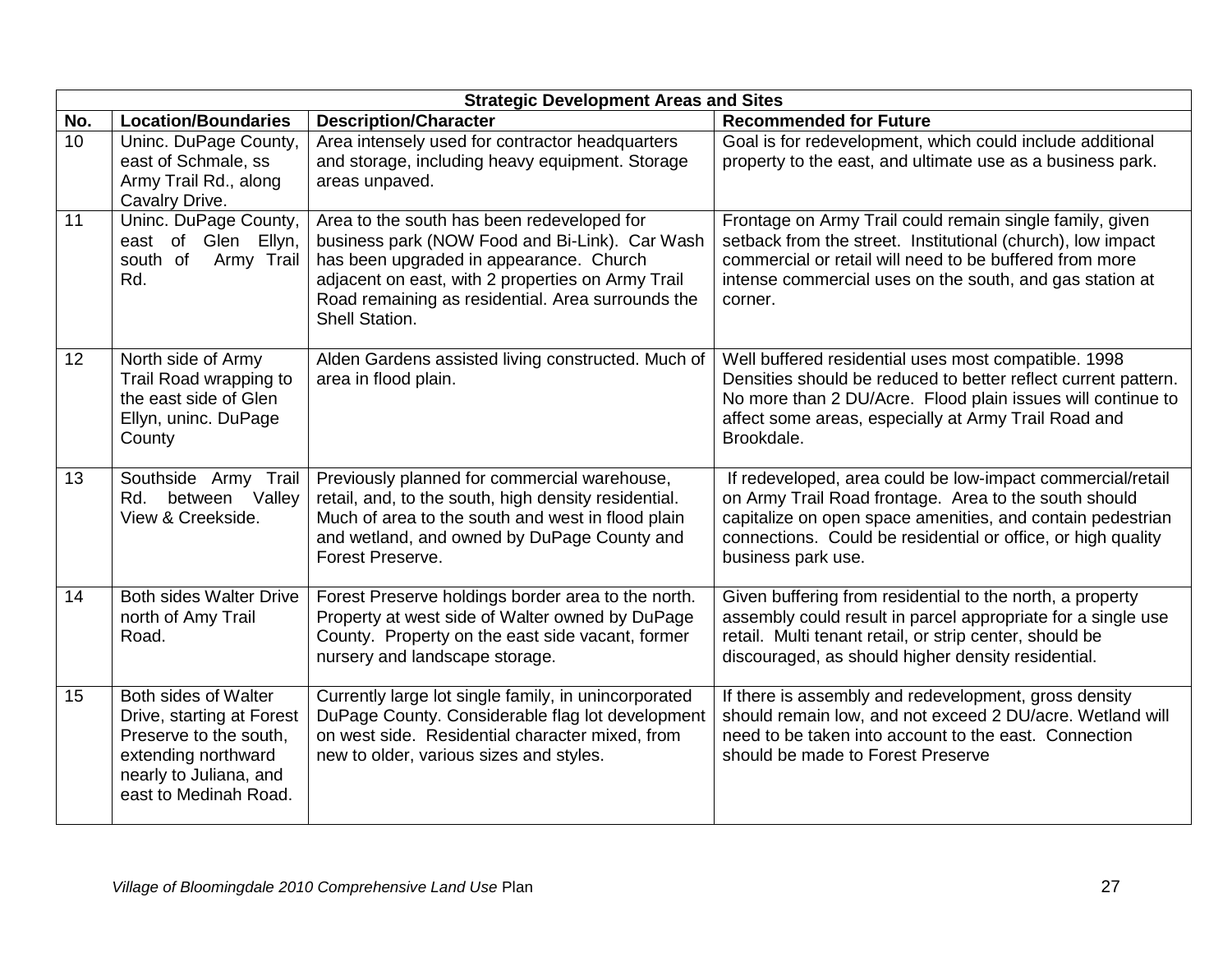| Strategic Development Areas and Sites | | | |
|---|---|---|---|
| **No.** | **Location/Boundaries** | **Description/Character** | **Recommended for Future** |
| 10 | Uninc. DuPage County, east of Schmale, ss Army Trail Rd., along Cavalry Drive. | Area intensely used for contractor headquarters and storage, including heavy equipment. Storage areas unpaved. | Goal is for redevelopment, which could include additional property to the east, and ultimate use as a business park. |
| 11 | Uninc. DuPage County, east of Glen Ellyn, south of Army Trail Rd. | Area to the south has been redeveloped for business park (NOW Food and Bi-Link). Car Wash has been upgraded in appearance. Church adjacent on east, with 2 properties on Army Trail Road remaining as residential. Area surrounds the Shell Station. | Frontage on Army Trail could remain single family, given setback from the street. Institutional (church), low impact commercial or retail will need to be buffered from more intense commercial uses on the south, and gas station at corner. |
| 12 | North side of Army Trail Road wrapping to the east side of Glen Ellyn, uninc. DuPage County | Alden Gardens assisted living constructed. Much of area in flood plain. | Well buffered residential uses most compatible. 1998 Densities should be reduced to better reflect current pattern. No more than 2 DU/Acre. Flood plain issues will continue to affect some areas, especially at Army Trail Road and Brookdale. |
| 13 | Southside Army Trail Rd. between Valley View & Creekside. | Previously planned for commercial warehouse, retail, and, to the south, high density residential. Much of area to the south and west in flood plain and wetland, and owned by DuPage County and Forest Preserve. | If redeveloped, area could be low-impact commercial/retail on Army Trail Road frontage. Area to the south should capitalize on open space amenities, and contain pedestrian connections. Could be residential or office, or high quality business park use. |
| 14 | Both sides Walter Drive north of Amy Trail Road. | Forest Preserve holdings border area to the north. Property at west side of Walter owned by DuPage County. Property on the east side vacant, former nursery and landscape storage. | Given buffering from residential to the north, a property assembly could result in parcel appropriate for a single use retail. Multi tenant retail, or strip center, should be discouraged, as should higher density residential. |
| 15 | Both sides of Walter Drive, starting at Forest Preserve to the south, extending northward nearly to Juliana, and east to Medinah Road. | Currently large lot single family, in unincorporated DuPage County. Considerable flag lot development on west side. Residential character mixed, from new to older, various sizes and styles. | If there is assembly and redevelopment, gross density should remain low, and not exceed 2 DU/acre. Wetland will need to be taken into account to the east. Connection should be made to Forest Preserve |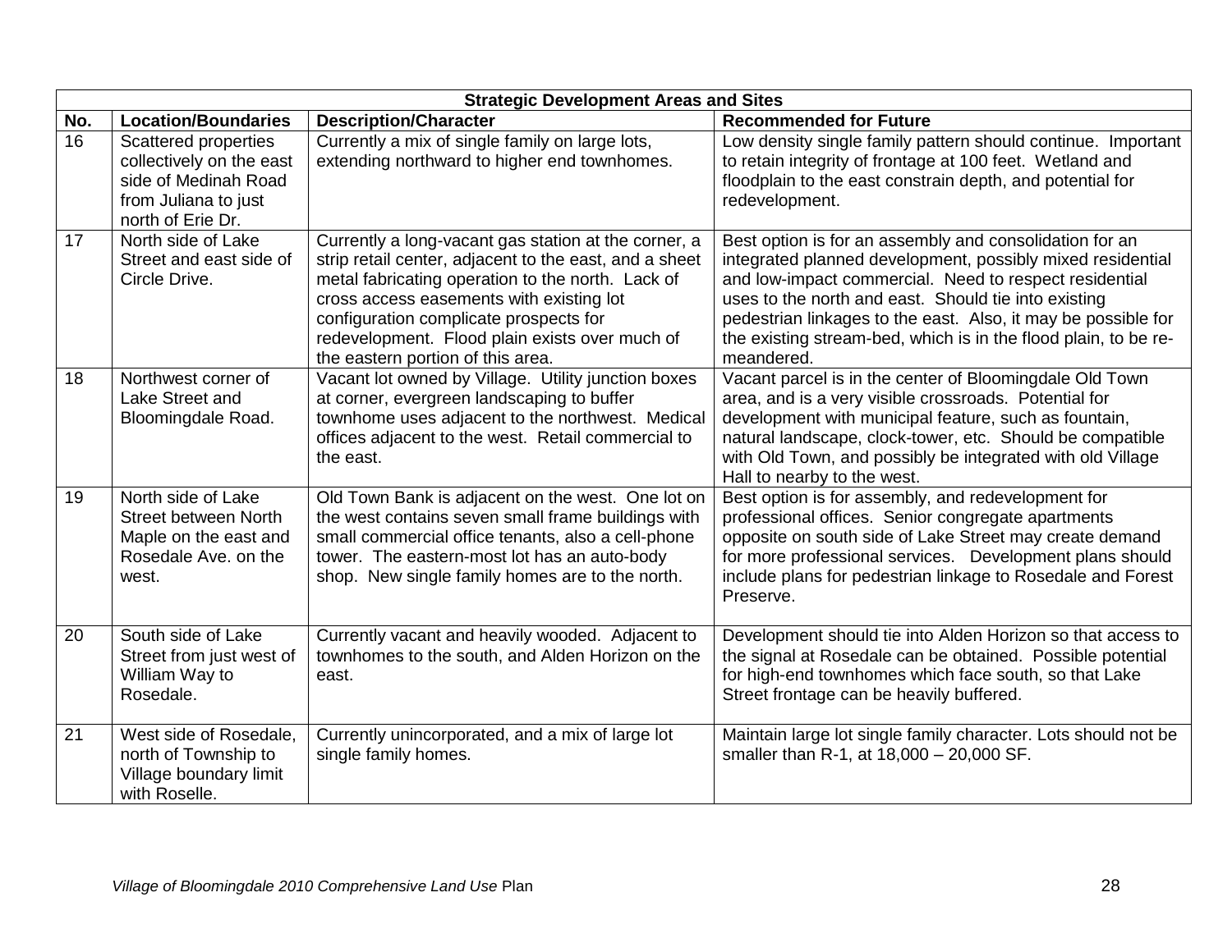| Strategic Development Areas and Sites | | | |
|---|---|---|---|
| **No.** | **Location/Boundaries** | **Description/Character** | **Recommended for Future** |
| 16 | Scattered properties collectively on the east side of Medinah Road from Juliana to just north of Erie Dr. | Currently a mix of single family on large lots, extending northward to higher end townhomes. | Low density single family pattern should continue. Important to retain integrity of frontage at 100 feet. Wetland and floodplain to the east constrain depth, and potential for redevelopment. |
| 17 | North side of Lake Street and east side of Circle Drive. | Currently a long-vacant gas station at the corner, a strip retail center, adjacent to the east, and a sheet metal fabricating operation to the north. Lack of cross access easements with existing lot configuration complicate prospects for redevelopment. Flood plain exists over much of the eastern portion of this area. | Best option is for an assembly and consolidation for an integrated planned development, possibly mixed residential and low-impact commercial. Need to respect residential uses to the north and east. Should tie into existing pedestrian linkages to the east. Also, it may be possible for the existing stream-bed, which is in the flood plain, to be re-meandered. |
| 18 | Northwest corner of Lake Street and Bloomingdale Road. | Vacant lot owned by Village. Utility junction boxes at corner, evergreen landscaping to buffer townhome uses adjacent to the northwest. Medical offices adjacent to the west. Retail commercial to the east. | Vacant parcel is in the center of Bloomingdale Old Town area, and is a very visible crossroads. Potential for development with municipal feature, such as fountain, natural landscape, clock-tower, etc. Should be compatible with Old Town, and possibly be integrated with old Village Hall to nearby to the west. |
| 19 | North side of Lake Street between North Maple on the east and Rosedale Ave. on the west. | Old Town Bank is adjacent on the west. One lot on the west contains seven small frame buildings with small commercial office tenants, also a cell-phone tower. The eastern-most lot has an auto-body shop. New single family homes are to the north. | Best option is for assembly, and redevelopment for professional offices. Senior congregate apartments opposite on south side of Lake Street may create demand for more professional services. Development plans should include plans for pedestrian linkage to Rosedale and Forest Preserve. |
| 20 | South side of Lake Street from just west of William Way to Rosedale. | Currently vacant and heavily wooded. Adjacent to townhomes to the south, and Alden Horizon on the east. | Development should tie into Alden Horizon so that access to the signal at Rosedale can be obtained. Possible potential for high-end townhomes which face south, so that Lake Street frontage can be heavily buffered. |
| 21 | West side of Rosedale, north of Township to Village boundary limit with Roselle. | Currently unincorporated, and a mix of large lot single family homes. | Maintain large lot single family character. Lots should not be smaller than R-1, at 18,000 – 20,000 SF. |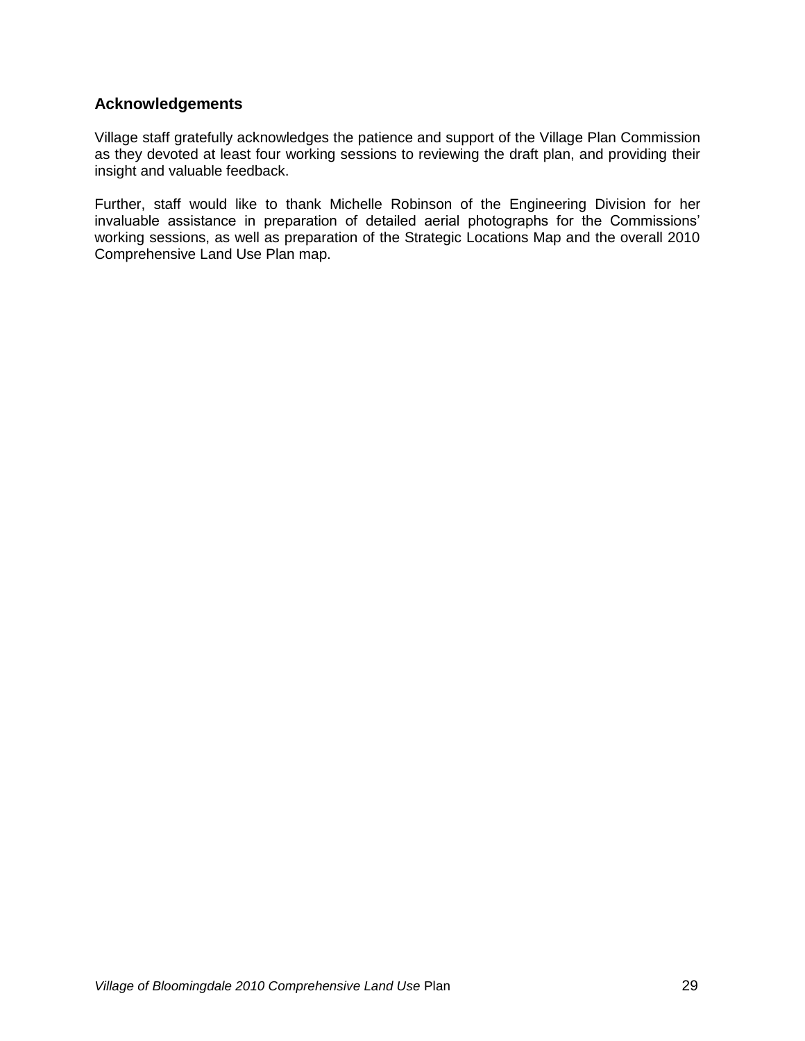## Acknowledgements

Village staff gratefully acknowledges the patience and support of the Village Plan Commission as they devoted at least four working sessions to reviewing the draft plan, and providing their insight and valuable feedback.

Further, staff would like to thank Michelle Robinson of the Engineering Division for her invaluable assistance in preparation of detailed aerial photographs for the Commissions' working sessions, as well as preparation of the Strategic Locations Map and the overall 2010 Comprehensive Land Use Plan map.